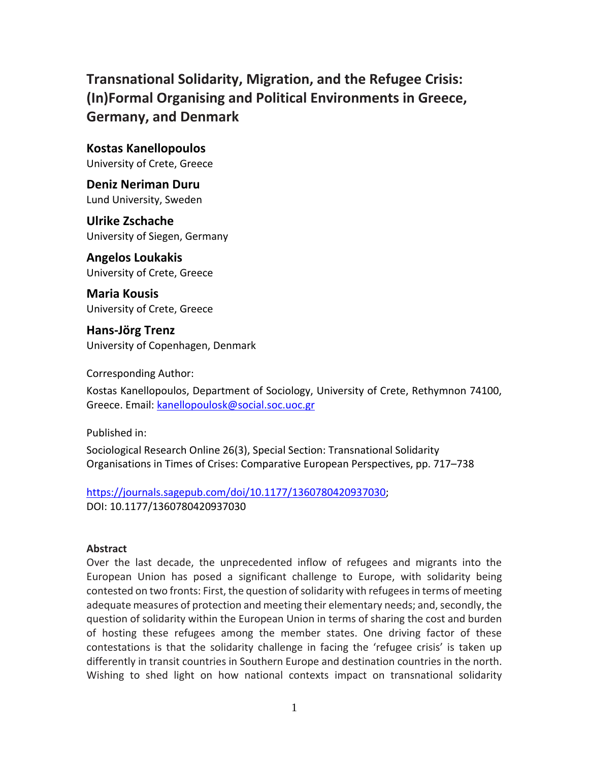# Transnational Solidarity, Migration, and the Refugee Crisis: (In)Formal Organising and Political Environments in Greece, Germany, and Denmark

**Kostas Kanellopoulos**
University of Crete, Greece

**Deniz Neriman Duru**
Lund University, Sweden

**Ulrike Zschache**
University of Siegen, Germany

**Angelos Loukakis**
University of Crete, Greece

**Maria Kousis**
University of Crete, Greece

**Hans-Jörg Trenz**
University of Copenhagen, Denmark

Corresponding Author:

Kostas Kanellopoulos, Department of Sociology, University of Crete, Rethymnon 74100, Greece. Email: kanellopoulosk@social.soc.uoc.gr

Published in:

Sociological Research Online 26(3), Special Section: Transnational Solidarity Organisations in Times of Crises: Comparative European Perspectives, pp. 717–738

https://journals.sagepub.com/doi/10.1177/1360780420937030;
DOI: 10.1177/1360780420937030

**Abstract**

Over the last decade, the unprecedented inflow of refugees and migrants into the European Union has posed a significant challenge to Europe, with solidarity being contested on two fronts: First, the question of solidarity with refugees in terms of meeting adequate measures of protection and meeting their elementary needs; and, secondly, the question of solidarity within the European Union in terms of sharing the cost and burden of hosting these refugees among the member states. One driving factor of these contestations is that the solidarity challenge in facing the 'refugee crisis' is taken up differently in transit countries in Southern Europe and destination countries in the north. Wishing to shed light on how national contexts impact on transnational solidarity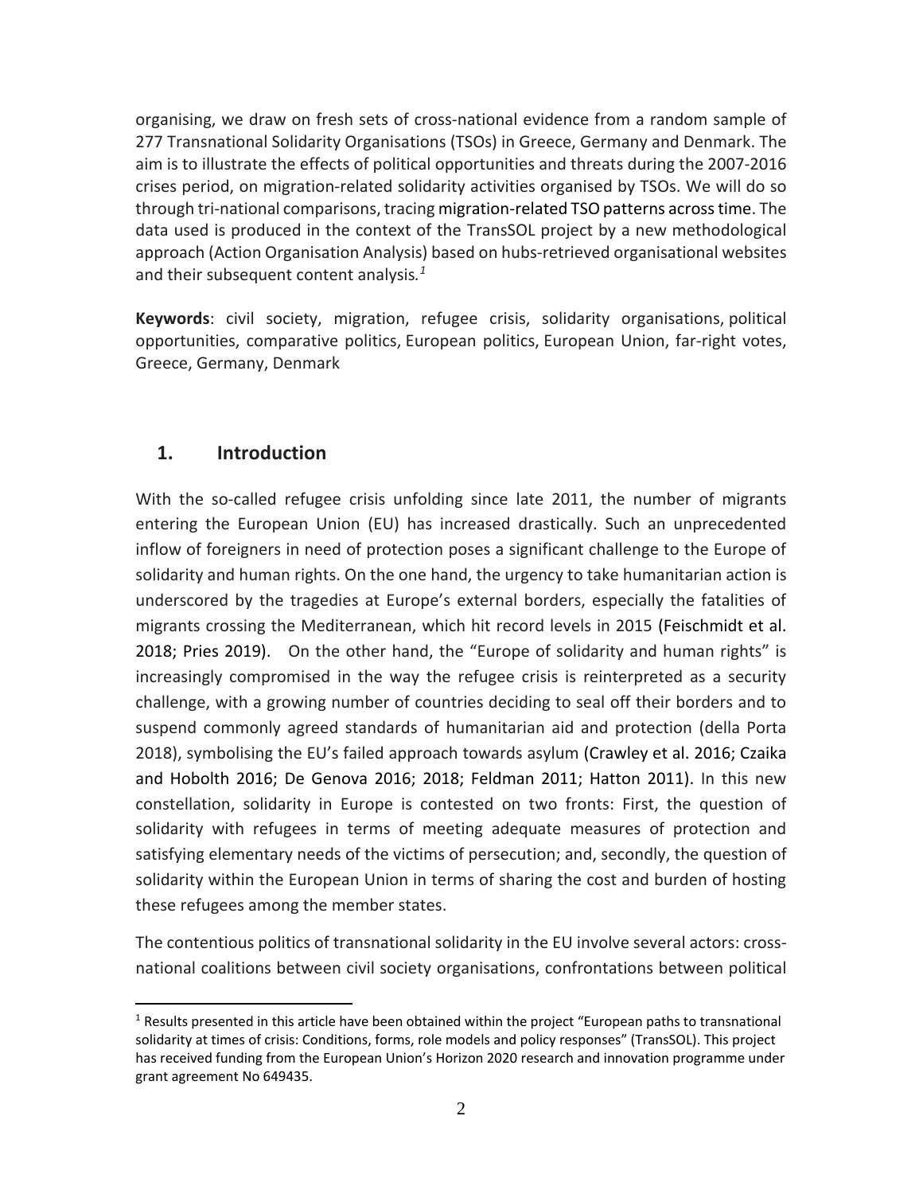organising, we draw on fresh sets of cross-national evidence from a random sample of 277 Transnational Solidarity Organisations (TSOs) in Greece, Germany and Denmark. The aim is to illustrate the effects of political opportunities and threats during the 2007-2016 crises period, on migration-related solidarity activities organised by TSOs. We will do so through tri-national comparisons, tracing migration-related TSO patterns across time. The data used is produced in the context of the TransSOL project by a new methodological approach (Action Organisation Analysis) based on hubs-retrieved organisational websites and their subsequent content analysis.[1]

**Keywords**: civil society, migration, refugee crisis, solidarity organisations, political opportunities, comparative politics, European politics, European Union, far-right votes, Greece, Germany, Denmark

## 1. Introduction

With the so-called refugee crisis unfolding since late 2011, the number of migrants entering the European Union (EU) has increased drastically. Such an unprecedented inflow of foreigners in need of protection poses a significant challenge to the Europe of solidarity and human rights. On the one hand, the urgency to take humanitarian action is underscored by the tragedies at Europe's external borders, especially the fatalities of migrants crossing the Mediterranean, which hit record levels in 2015 (Feischmidt et al. 2018; Pries 2019). On the other hand, the "Europe of solidarity and human rights" is increasingly compromised in the way the refugee crisis is reinterpreted as a security challenge, with a growing number of countries deciding to seal off their borders and to suspend commonly agreed standards of humanitarian aid and protection (della Porta 2018), symbolising the EU's failed approach towards asylum (Crawley et al. 2016; Czaika and Hobolth 2016; De Genova 2016; 2018; Feldman 2011; Hatton 2011). In this new constellation, solidarity in Europe is contested on two fronts: First, the question of solidarity with refugees in terms of meeting adequate measures of protection and satisfying elementary needs of the victims of persecution; and, secondly, the question of solidarity within the European Union in terms of sharing the cost and burden of hosting these refugees among the member states.

The contentious politics of transnational solidarity in the EU involve several actors: cross-national coalitions between civil society organisations, confrontations between political

[1] Results presented in this article have been obtained within the project "European paths to transnational solidarity at times of crisis: Conditions, forms, role models and policy responses" (TransSOL). This project has received funding from the European Union's Horizon 2020 research and innovation programme under grant agreement No 649435.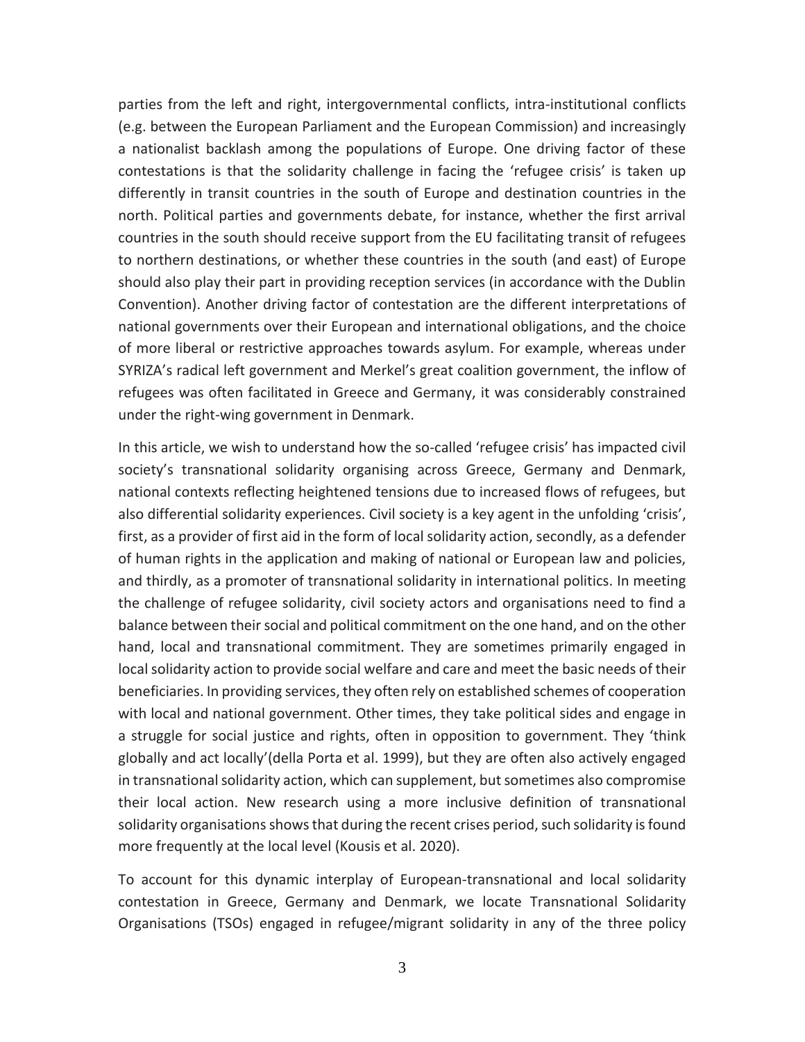parties from the left and right, intergovernmental conflicts, intra-institutional conflicts (e.g. between the European Parliament and the European Commission) and increasingly a nationalist backlash among the populations of Europe. One driving factor of these contestations is that the solidarity challenge in facing the 'refugee crisis' is taken up differently in transit countries in the south of Europe and destination countries in the north. Political parties and governments debate, for instance, whether the first arrival countries in the south should receive support from the EU facilitating transit of refugees to northern destinations, or whether these countries in the south (and east) of Europe should also play their part in providing reception services (in accordance with the Dublin Convention). Another driving factor of contestation are the different interpretations of national governments over their European and international obligations, and the choice of more liberal or restrictive approaches towards asylum. For example, whereas under SYRIZA's radical left government and Merkel's great coalition government, the inflow of refugees was often facilitated in Greece and Germany, it was considerably constrained under the right-wing government in Denmark.

In this article, we wish to understand how the so-called 'refugee crisis' has impacted civil society's transnational solidarity organising across Greece, Germany and Denmark, national contexts reflecting heightened tensions due to increased flows of refugees, but also differential solidarity experiences. Civil society is a key agent in the unfolding 'crisis', first, as a provider of first aid in the form of local solidarity action, secondly, as a defender of human rights in the application and making of national or European law and policies, and thirdly, as a promoter of transnational solidarity in international politics. In meeting the challenge of refugee solidarity, civil society actors and organisations need to find a balance between their social and political commitment on the one hand, and on the other hand, local and transnational commitment. They are sometimes primarily engaged in local solidarity action to provide social welfare and care and meet the basic needs of their beneficiaries. In providing services, they often rely on established schemes of cooperation with local and national government. Other times, they take political sides and engage in a struggle for social justice and rights, often in opposition to government. They 'think globally and act locally'(della Porta et al. 1999), but they are often also actively engaged in transnational solidarity action, which can supplement, but sometimes also compromise their local action. New research using a more inclusive definition of transnational solidarity organisations shows that during the recent crises period, such solidarity is found more frequently at the local level (Kousis et al. 2020).

To account for this dynamic interplay of European-transnational and local solidarity contestation in Greece, Germany and Denmark, we locate Transnational Solidarity Organisations (TSOs) engaged in refugee/migrant solidarity in any of the three policy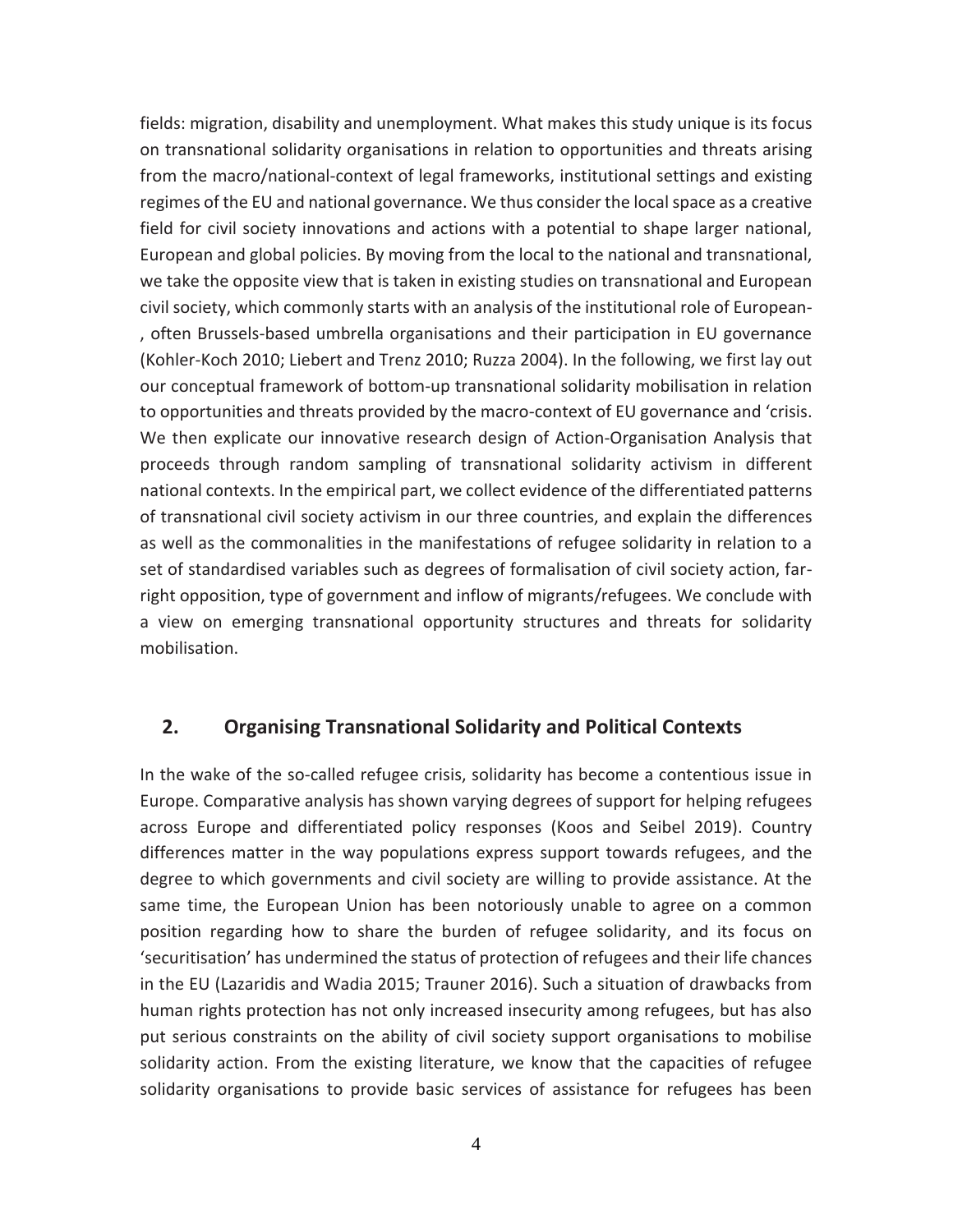fields: migration, disability and unemployment. What makes this study unique is its focus on transnational solidarity organisations in relation to opportunities and threats arising from the macro/national-context of legal frameworks, institutional settings and existing regimes of the EU and national governance. We thus consider the local space as a creative field for civil society innovations and actions with a potential to shape larger national, European and global policies. By moving from the local to the national and transnational, we take the opposite view that is taken in existing studies on transnational and European civil society, which commonly starts with an analysis of the institutional role of European-, often Brussels-based umbrella organisations and their participation in EU governance (Kohler-Koch 2010; Liebert and Trenz 2010; Ruzza 2004). In the following, we first lay out our conceptual framework of bottom-up transnational solidarity mobilisation in relation to opportunities and threats provided by the macro-context of EU governance and 'crisis. We then explicate our innovative research design of Action-Organisation Analysis that proceeds through random sampling of transnational solidarity activism in different national contexts. In the empirical part, we collect evidence of the differentiated patterns of transnational civil society activism in our three countries, and explain the differences as well as the commonalities in the manifestations of refugee solidarity in relation to a set of standardised variables such as degrees of formalisation of civil society action, far-right opposition, type of government and inflow of migrants/refugees. We conclude with a view on emerging transnational opportunity structures and threats for solidarity mobilisation.

## 2. Organising Transnational Solidarity and Political Contexts

In the wake of the so-called refugee crisis, solidarity has become a contentious issue in Europe. Comparative analysis has shown varying degrees of support for helping refugees across Europe and differentiated policy responses (Koos and Seibel 2019). Country differences matter in the way populations express support towards refugees, and the degree to which governments and civil society are willing to provide assistance. At the same time, the European Union has been notoriously unable to agree on a common position regarding how to share the burden of refugee solidarity, and its focus on 'securitisation' has undermined the status of protection of refugees and their life chances in the EU (Lazaridis and Wadia 2015; Trauner 2016). Such a situation of drawbacks from human rights protection has not only increased insecurity among refugees, but has also put serious constraints on the ability of civil society support organisations to mobilise solidarity action. From the existing literature, we know that the capacities of refugee solidarity organisations to provide basic services of assistance for refugees has been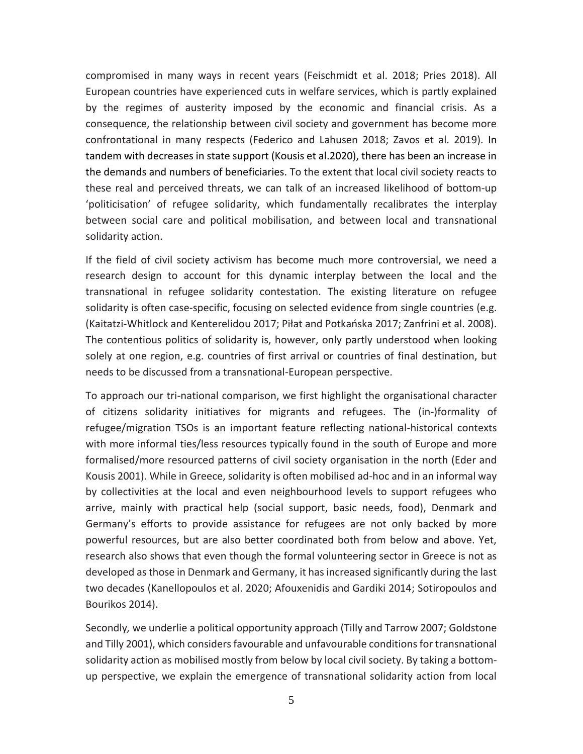compromised in many ways in recent years (Feischmidt et al. 2018; Pries 2018). All European countries have experienced cuts in welfare services, which is partly explained by the regimes of austerity imposed by the economic and financial crisis. As a consequence, the relationship between civil society and government has become more confrontational in many respects (Federico and Lahusen 2018; Zavos et al. 2019). In tandem with decreases in state support (Kousis et al.2020), there has been an increase in the demands and numbers of beneficiaries. To the extent that local civil society reacts to these real and perceived threats, we can talk of an increased likelihood of bottom-up 'politicisation' of refugee solidarity, which fundamentally recalibrates the interplay between social care and political mobilisation, and between local and transnational solidarity action.

If the field of civil society activism has become much more controversial, we need a research design to account for this dynamic interplay between the local and the transnational in refugee solidarity contestation. The existing literature on refugee solidarity is often case-specific, focusing on selected evidence from single countries (e.g. (Kaitatzi-Whitlock and Kenterelidou 2017; Piłat and Potkańska 2017; Zanfrini et al. 2008). The contentious politics of solidarity is, however, only partly understood when looking solely at one region, e.g. countries of first arrival or countries of final destination, but needs to be discussed from a transnational-European perspective.

To approach our tri-national comparison, we first highlight the organisational character of citizens solidarity initiatives for migrants and refugees. The (in-)formality of refugee/migration TSOs is an important feature reflecting national-historical contexts with more informal ties/less resources typically found in the south of Europe and more formalised/more resourced patterns of civil society organisation in the north (Eder and Kousis 2001). While in Greece, solidarity is often mobilised ad-hoc and in an informal way by collectivities at the local and even neighbourhood levels to support refugees who arrive, mainly with practical help (social support, basic needs, food), Denmark and Germany's efforts to provide assistance for refugees are not only backed by more powerful resources, but are also better coordinated both from below and above. Yet, research also shows that even though the formal volunteering sector in Greece is not as developed as those in Denmark and Germany, it has increased significantly during the last two decades (Kanellopoulos et al. 2020; Afouxenidis and Gardiki 2014; Sotiropoulos and Bourikos 2014).

Secondly, we underlie a political opportunity approach (Tilly and Tarrow 2007; Goldstone and Tilly 2001), which considers favourable and unfavourable conditions for transnational solidarity action as mobilised mostly from below by local civil society. By taking a bottom-up perspective, we explain the emergence of transnational solidarity action from local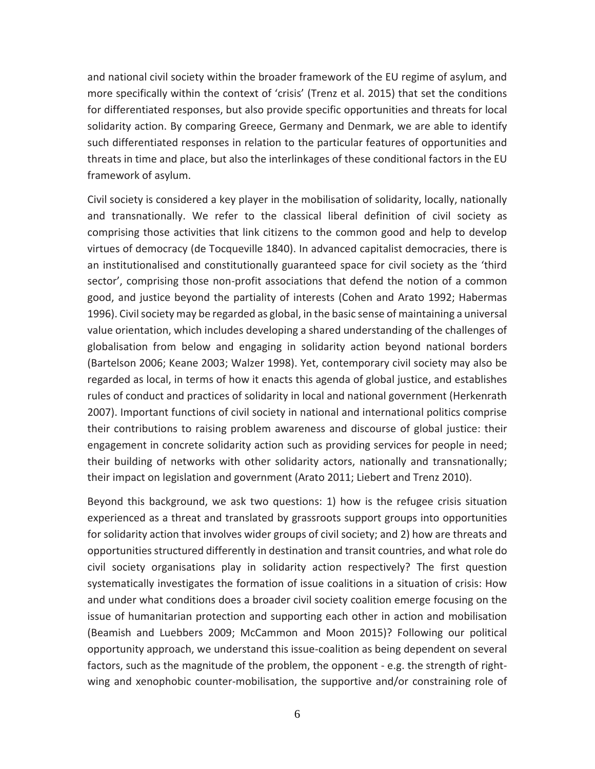and national civil society within the broader framework of the EU regime of asylum, and more specifically within the context of 'crisis' (Trenz et al. 2015) that set the conditions for differentiated responses, but also provide specific opportunities and threats for local solidarity action. By comparing Greece, Germany and Denmark, we are able to identify such differentiated responses in relation to the particular features of opportunities and threats in time and place, but also the interlinkages of these conditional factors in the EU framework of asylum.

Civil society is considered a key player in the mobilisation of solidarity, locally, nationally and transnationally. We refer to the classical liberal definition of civil society as comprising those activities that link citizens to the common good and help to develop virtues of democracy (de Tocqueville 1840). In advanced capitalist democracies, there is an institutionalised and constitutionally guaranteed space for civil society as the 'third sector', comprising those non-profit associations that defend the notion of a common good, and justice beyond the partiality of interests (Cohen and Arato 1992; Habermas 1996). Civil society may be regarded as global, in the basic sense of maintaining a universal value orientation, which includes developing a shared understanding of the challenges of globalisation from below and engaging in solidarity action beyond national borders (Bartelson 2006; Keane 2003; Walzer 1998). Yet, contemporary civil society may also be regarded as local, in terms of how it enacts this agenda of global justice, and establishes rules of conduct and practices of solidarity in local and national government (Herkenrath 2007). Important functions of civil society in national and international politics comprise their contributions to raising problem awareness and discourse of global justice: their engagement in concrete solidarity action such as providing services for people in need; their building of networks with other solidarity actors, nationally and transnationally; their impact on legislation and government (Arato 2011; Liebert and Trenz 2010).

Beyond this background, we ask two questions: 1) how is the refugee crisis situation experienced as a threat and translated by grassroots support groups into opportunities for solidarity action that involves wider groups of civil society; and 2) how are threats and opportunities structured differently in destination and transit countries, and what role do civil society organisations play in solidarity action respectively? The first question systematically investigates the formation of issue coalitions in a situation of crisis: How and under what conditions does a broader civil society coalition emerge focusing on the issue of humanitarian protection and supporting each other in action and mobilisation (Beamish and Luebbers 2009; McCammon and Moon 2015)? Following our political opportunity approach, we understand this issue-coalition as being dependent on several factors, such as the magnitude of the problem, the opponent - e.g. the strength of right-wing and xenophobic counter-mobilisation, the supportive and/or constraining role of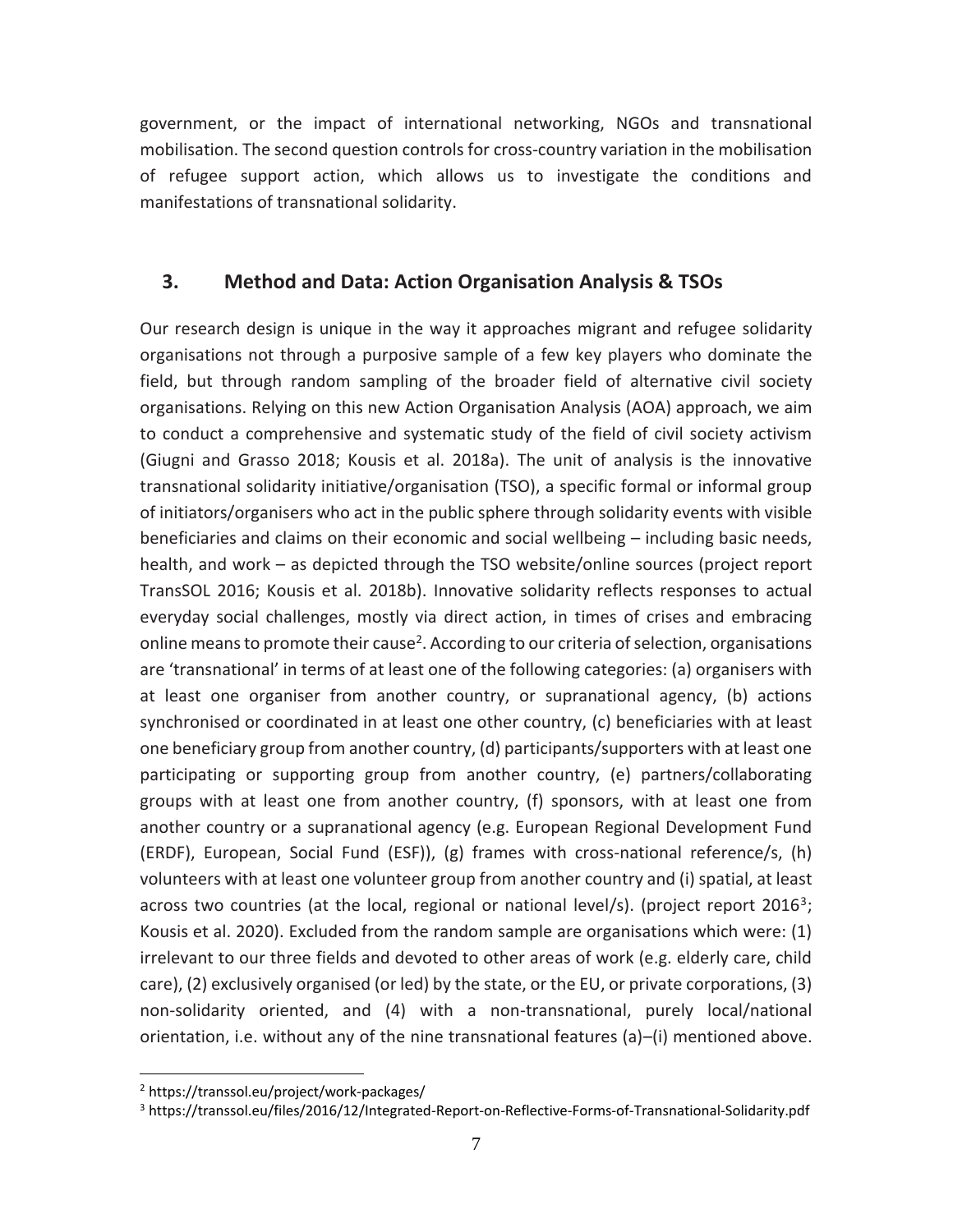government, or the impact of international networking, NGOs and transnational mobilisation. The second question controls for cross-country variation in the mobilisation of refugee support action, which allows us to investigate the conditions and manifestations of transnational solidarity.

## 3. Method and Data: Action Organisation Analysis & TSOs

Our research design is unique in the way it approaches migrant and refugee solidarity organisations not through a purposive sample of a few key players who dominate the field, but through random sampling of the broader field of alternative civil society organisations. Relying on this new Action Organisation Analysis (AOA) approach, we aim to conduct a comprehensive and systematic study of the field of civil society activism (Giugni and Grasso 2018; Kousis et al. 2018a). The unit of analysis is the innovative transnational solidarity initiative/organisation (TSO), a specific formal or informal group of initiators/organisers who act in the public sphere through solidarity events with visible beneficiaries and claims on their economic and social wellbeing – including basic needs, health, and work – as depicted through the TSO website/online sources (project report TransSOL 2016; Kousis et al. 2018b). Innovative solidarity reflects responses to actual everyday social challenges, mostly via direct action, in times of crises and embracing online means to promote their cause[2]. According to our criteria of selection, organisations are 'transnational' in terms of at least one of the following categories: (a) organisers with at least one organiser from another country, or supranational agency, (b) actions synchronised or coordinated in at least one other country, (c) beneficiaries with at least one beneficiary group from another country, (d) participants/supporters with at least one participating or supporting group from another country, (e) partners/collaborating groups with at least one from another country, (f) sponsors, with at least one from another country or a supranational agency (e.g. European Regional Development Fund (ERDF), European, Social Fund (ESF)), (g) frames with cross-national reference/s, (h) volunteers with at least one volunteer group from another country and (i) spatial, at least across two countries (at the local, regional or national level/s). (project report 2016[3]; Kousis et al. 2020). Excluded from the random sample are organisations which were: (1) irrelevant to our three fields and devoted to other areas of work (e.g. elderly care, child care), (2) exclusively organised (or led) by the state, or the EU, or private corporations, (3) non-solidarity oriented, and (4) with a non-transnational, purely local/national orientation, i.e. without any of the nine transnational features (a)–(i) mentioned above.

---

[2] https://transsol.eu/project/work-packages/

[3] https://transsol.eu/files/2016/12/Integrated-Report-on-Reflective-Forms-of-Transnational-Solidarity.pdf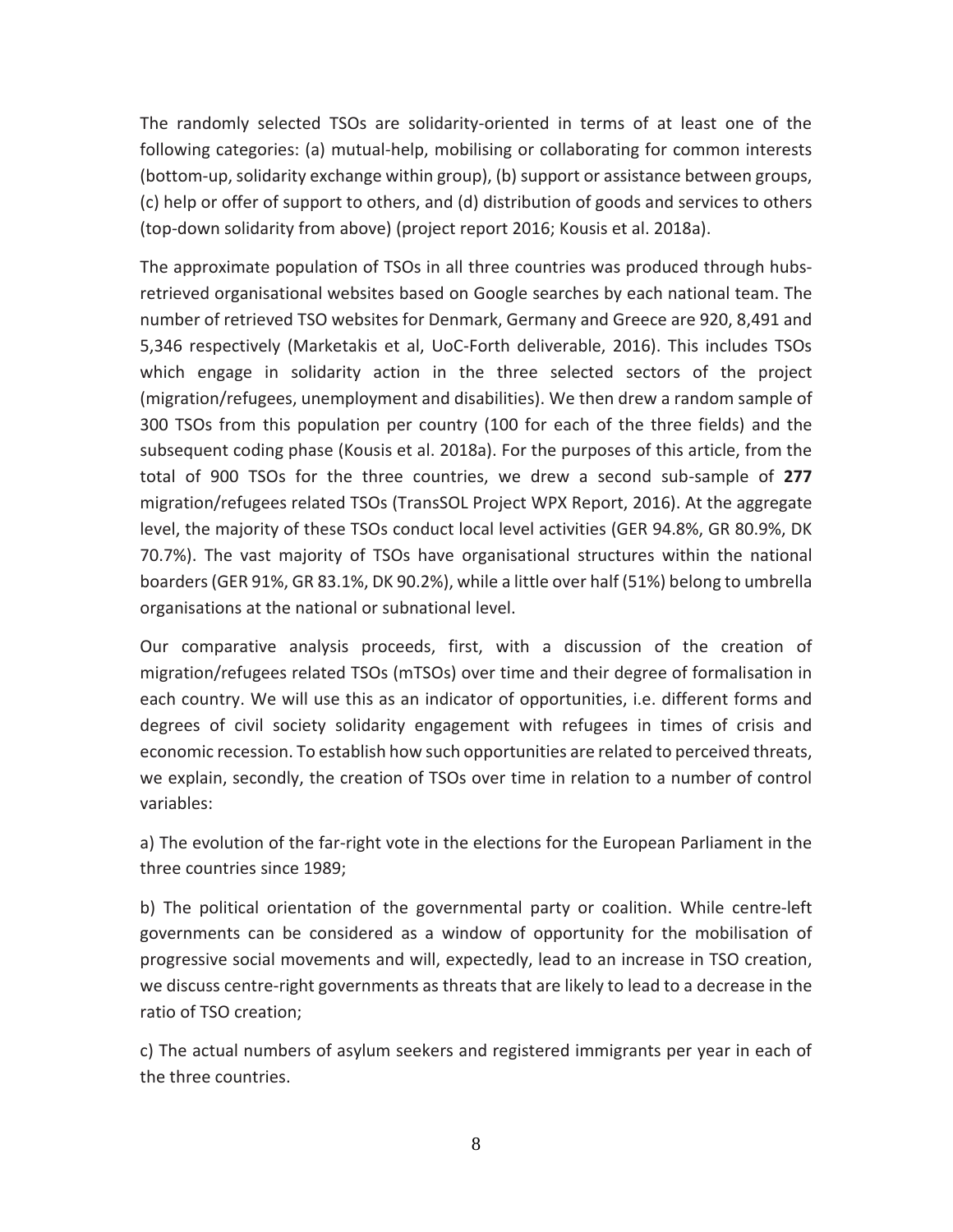The randomly selected TSOs are solidarity-oriented in terms of at least one of the following categories: (a) mutual-help, mobilising or collaborating for common interests (bottom-up, solidarity exchange within group), (b) support or assistance between groups, (c) help or offer of support to others, and (d) distribution of goods and services to others (top-down solidarity from above) (project report 2016; Kousis et al. 2018a).

The approximate population of TSOs in all three countries was produced through hubs-retrieved organisational websites based on Google searches by each national team. The number of retrieved TSO websites for Denmark, Germany and Greece are 920, 8,491 and 5,346 respectively (Marketakis et al, UoC-Forth deliverable, 2016). This includes TSOs which engage in solidarity action in the three selected sectors of the project (migration/refugees, unemployment and disabilities). We then drew a random sample of 300 TSOs from this population per country (100 for each of the three fields) and the subsequent coding phase (Kousis et al. 2018a). For the purposes of this article, from the total of 900 TSOs for the three countries, we drew a second sub-sample of **277** migration/refugees related TSOs (TransSOL Project WPX Report, 2016). At the aggregate level, the majority of these TSOs conduct local level activities (GER 94.8%, GR 80.9%, DK 70.7%). The vast majority of TSOs have organisational structures within the national boarders (GER 91%, GR 83.1%, DK 90.2%), while a little over half (51%) belong to umbrella organisations at the national or subnational level.

Our comparative analysis proceeds, first, with a discussion of the creation of migration/refugees related TSOs (mTSOs) over time and their degree of formalisation in each country. We will use this as an indicator of opportunities, i.e. different forms and degrees of civil society solidarity engagement with refugees in times of crisis and economic recession. To establish how such opportunities are related to perceived threats, we explain, secondly, the creation of TSOs over time in relation to a number of control variables:

a) The evolution of the far-right vote in the elections for the European Parliament in the three countries since 1989;

b) The political orientation of the governmental party or coalition. While centre-left governments can be considered as a window of opportunity for the mobilisation of progressive social movements and will, expectedly, lead to an increase in TSO creation, we discuss centre-right governments as threats that are likely to lead to a decrease in the ratio of TSO creation;

c) The actual numbers of asylum seekers and registered immigrants per year in each of the three countries.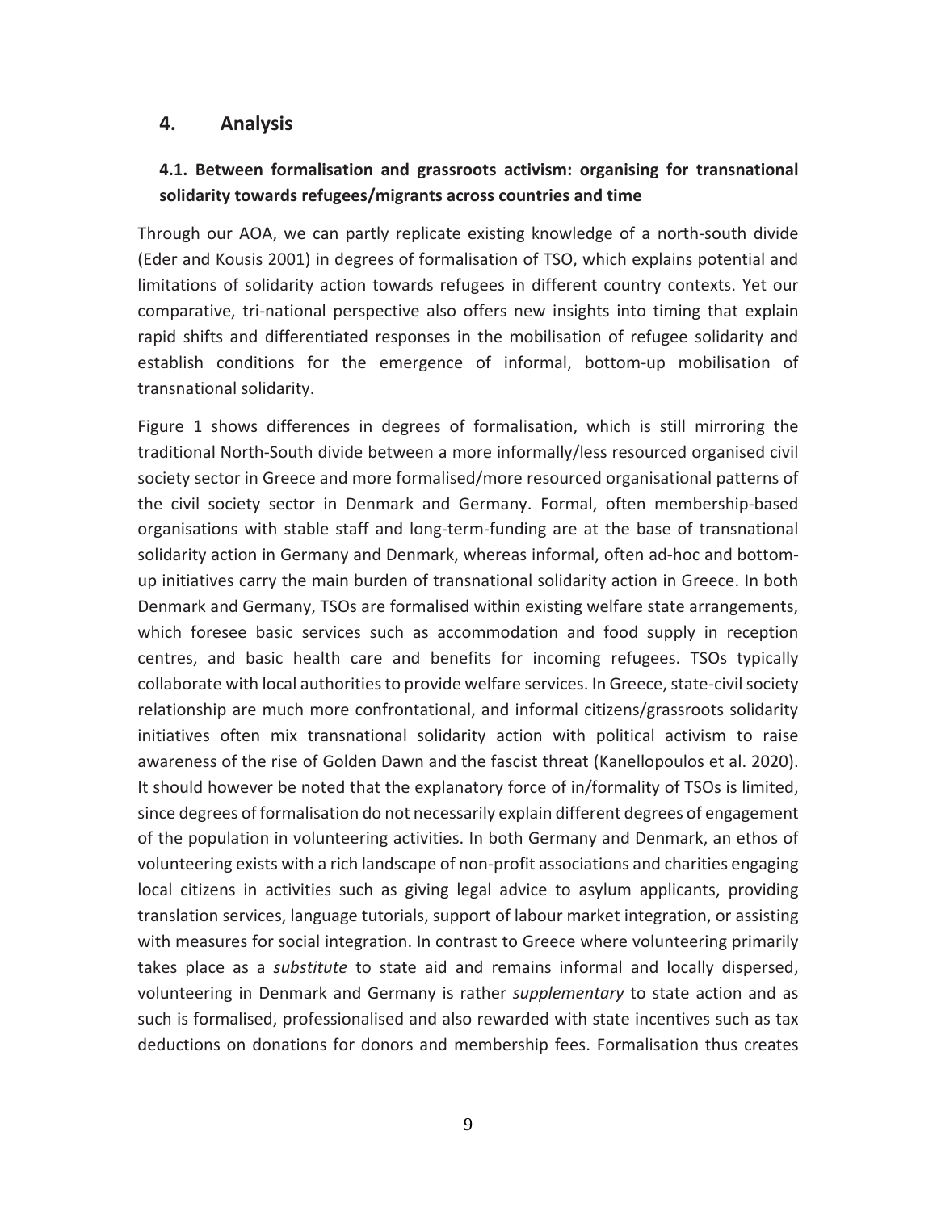# 4. Analysis

## 4.1. Between formalisation and grassroots activism: organising for transnational solidarity towards refugees/migrants across countries and time

Through our AOA, we can partly replicate existing knowledge of a north-south divide (Eder and Kousis 2001) in degrees of formalisation of TSO, which explains potential and limitations of solidarity action towards refugees in different country contexts. Yet our comparative, tri-national perspective also offers new insights into timing that explain rapid shifts and differentiated responses in the mobilisation of refugee solidarity and establish conditions for the emergence of informal, bottom-up mobilisation of transnational solidarity.

Figure 1 shows differences in degrees of formalisation, which is still mirroring the traditional North-South divide between a more informally/less resourced organised civil society sector in Greece and more formalised/more resourced organisational patterns of the civil society sector in Denmark and Germany. Formal, often membership-based organisations with stable staff and long-term-funding are at the base of transnational solidarity action in Germany and Denmark, whereas informal, often ad-hoc and bottom-up initiatives carry the main burden of transnational solidarity action in Greece. In both Denmark and Germany, TSOs are formalised within existing welfare state arrangements, which foresee basic services such as accommodation and food supply in reception centres, and basic health care and benefits for incoming refugees. TSOs typically collaborate with local authorities to provide welfare services. In Greece, state-civil society relationship are much more confrontational, and informal citizens/grassroots solidarity initiatives often mix transnational solidarity action with political activism to raise awareness of the rise of Golden Dawn and the fascist threat (Kanellopoulos et al. 2020). It should however be noted that the explanatory force of in/formality of TSOs is limited, since degrees of formalisation do not necessarily explain different degrees of engagement of the population in volunteering activities. In both Germany and Denmark, an ethos of volunteering exists with a rich landscape of non-profit associations and charities engaging local citizens in activities such as giving legal advice to asylum applicants, providing translation services, language tutorials, support of labour market integration, or assisting with measures for social integration. In contrast to Greece where volunteering primarily takes place as a *substitute* to state aid and remains informal and locally dispersed, volunteering in Denmark and Germany is rather *supplementary* to state action and as such is formalised, professionalised and also rewarded with state incentives such as tax deductions on donations for donors and membership fees. Formalisation thus creates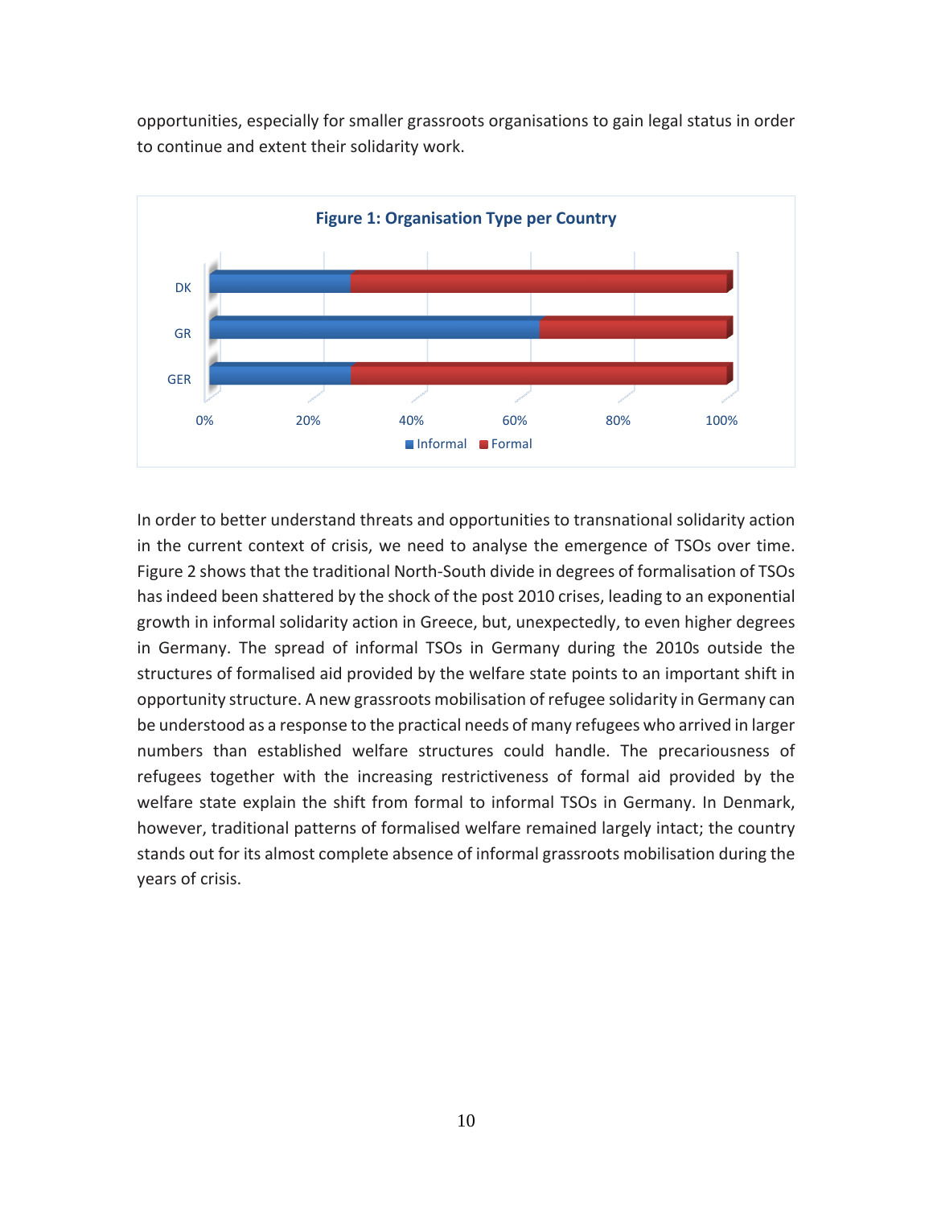opportunities, especially for smaller grassroots organisations to gain legal status in order to continue and extent their solidarity work.

**Figure 1: Organisation Type per Country**

In order to better understand threats and opportunities to transnational solidarity action in the current context of crisis, we need to analyse the emergence of TSOs over time. Figure 2 shows that the traditional North-South divide in degrees of formalisation of TSOs has indeed been shattered by the shock of the post 2010 crises, leading to an exponential growth in informal solidarity action in Greece, but, unexpectedly, to even higher degrees in Germany. The spread of informal TSOs in Germany during the 2010s outside the structures of formalised aid provided by the welfare state points to an important shift in opportunity structure. A new grassroots mobilisation of refugee solidarity in Germany can be understood as a response to the practical needs of many refugees who arrived in larger numbers than established welfare structures could handle. The precariousness of refugees together with the increasing restrictiveness of formal aid provided by the welfare state explain the shift from formal to informal TSOs in Germany. In Denmark, however, traditional patterns of formalised welfare remained largely intact; the country stands out for its almost complete absence of informal grassroots mobilisation during the years of crisis.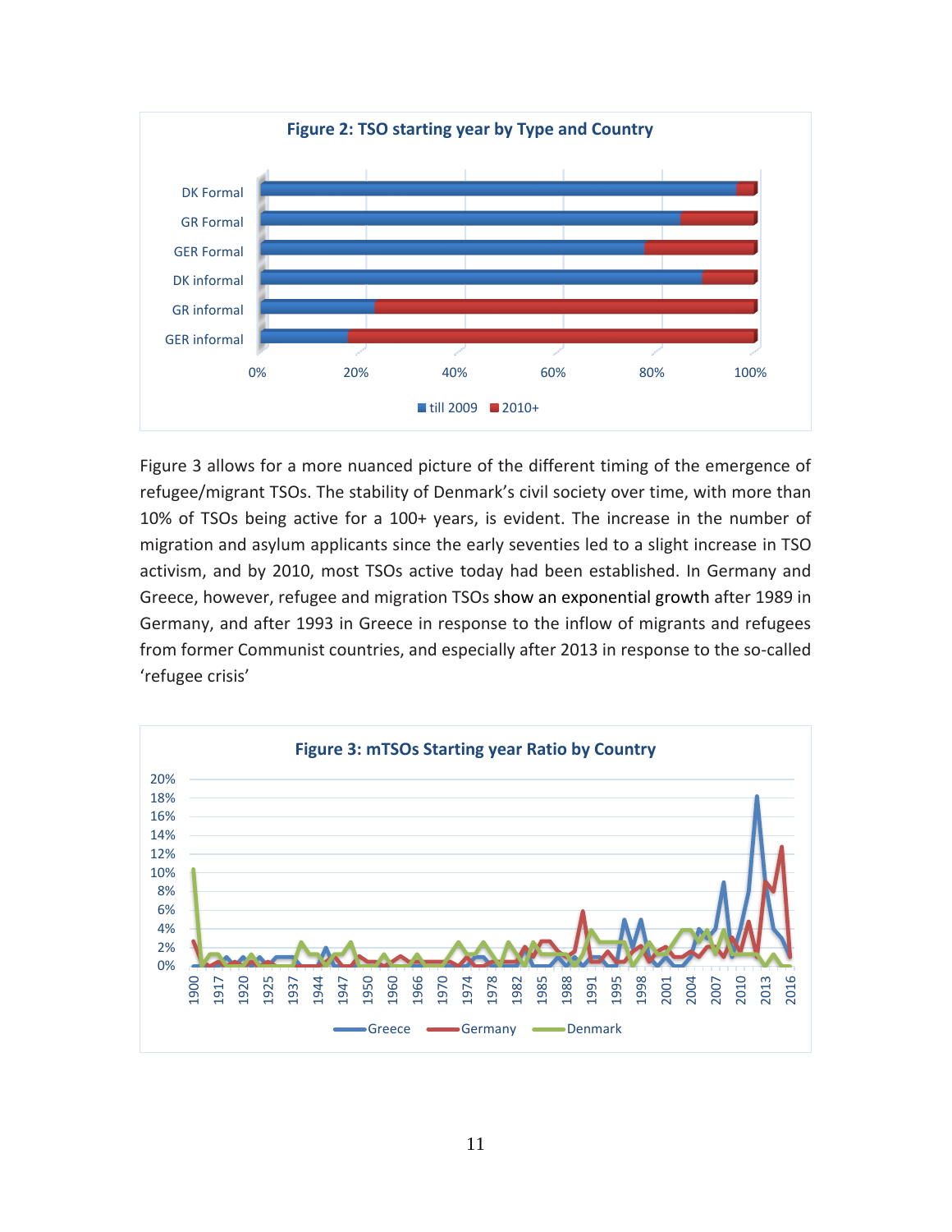**Figure 2: TSO starting year by Type and Country**

Figure 3 allows for a more nuanced picture of the different timing of the emergence of refugee/migrant TSOs. The stability of Denmark's civil society over time, with more than 10% of TSOs being active for a 100+ years, is evident. The increase in the number of migration and asylum applicants since the early seventies led to a slight increase in TSO activism, and by 2010, most TSOs active today had been established. In Germany and Greece, however, refugee and migration TSOs show an exponential growth after 1989 in Germany, and after 1993 in Greece in response to the inflow of migrants and refugees from former Communist countries, and especially after 2013 in response to the so-called 'refugee crisis'

**Figure 3: mTSOs Starting year Ratio by Country**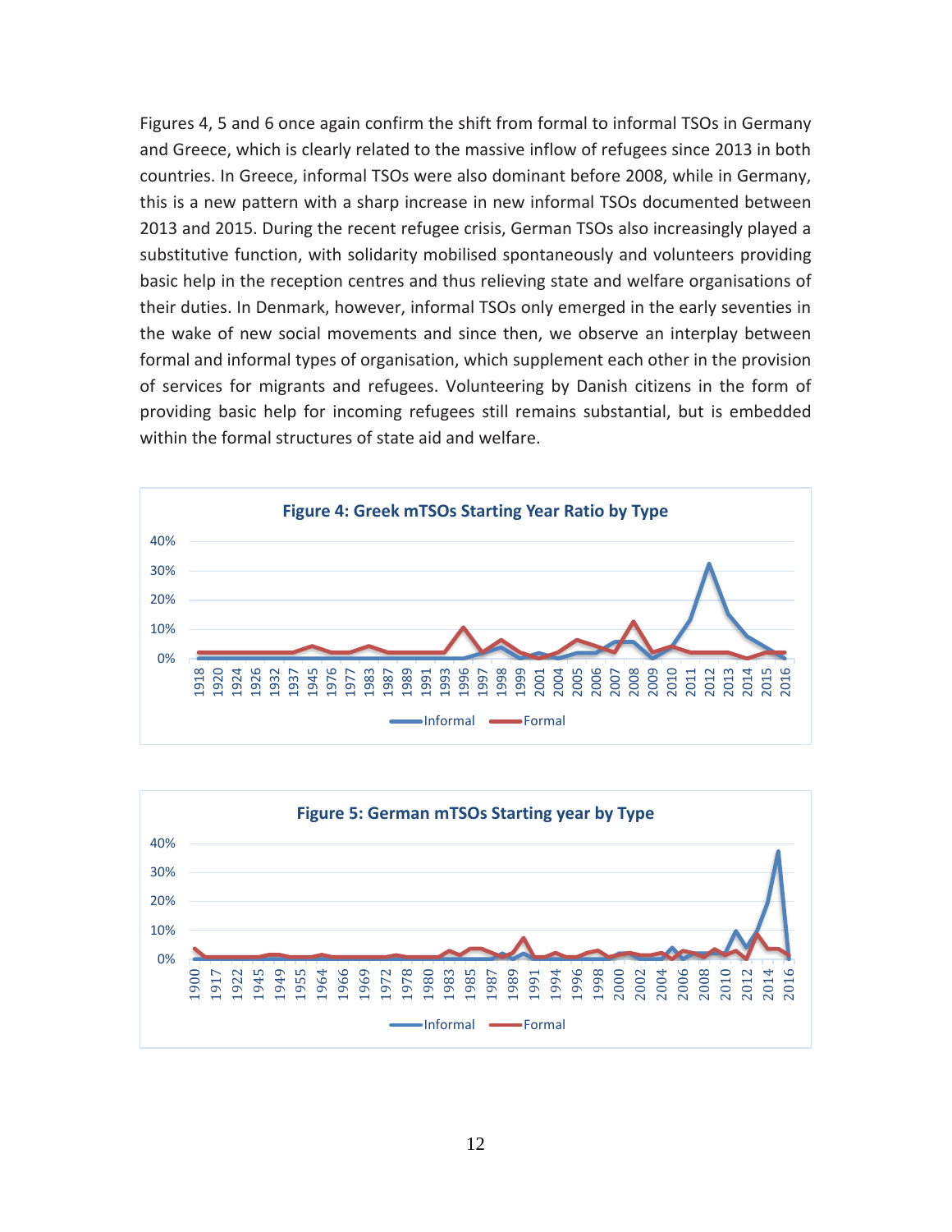Figures 4, 5 and 6 once again confirm the shift from formal to informal TSOs in Germany and Greece, which is clearly related to the massive inflow of refugees since 2013 in both countries. In Greece, informal TSOs were also dominant before 2008, while in Germany, this is a new pattern with a sharp increase in new informal TSOs documented between 2013 and 2015. During the recent refugee crisis, German TSOs also increasingly played a substitutive function, with solidarity mobilised spontaneously and volunteers providing basic help in the reception centres and thus relieving state and welfare organisations of their duties. In Denmark, however, informal TSOs only emerged in the early seventies in the wake of new social movements and since then, we observe an interplay between formal and informal types of organisation, which supplement each other in the provision of services for migrants and refugees. Volunteering by Danish citizens in the form of providing basic help for incoming refugees still remains substantial, but is embedded within the formal structures of state aid and welfare.

**Figure 4: Greek mTSOs Starting Year Ratio by Type**

**Figure 5: German mTSOs Starting year by Type**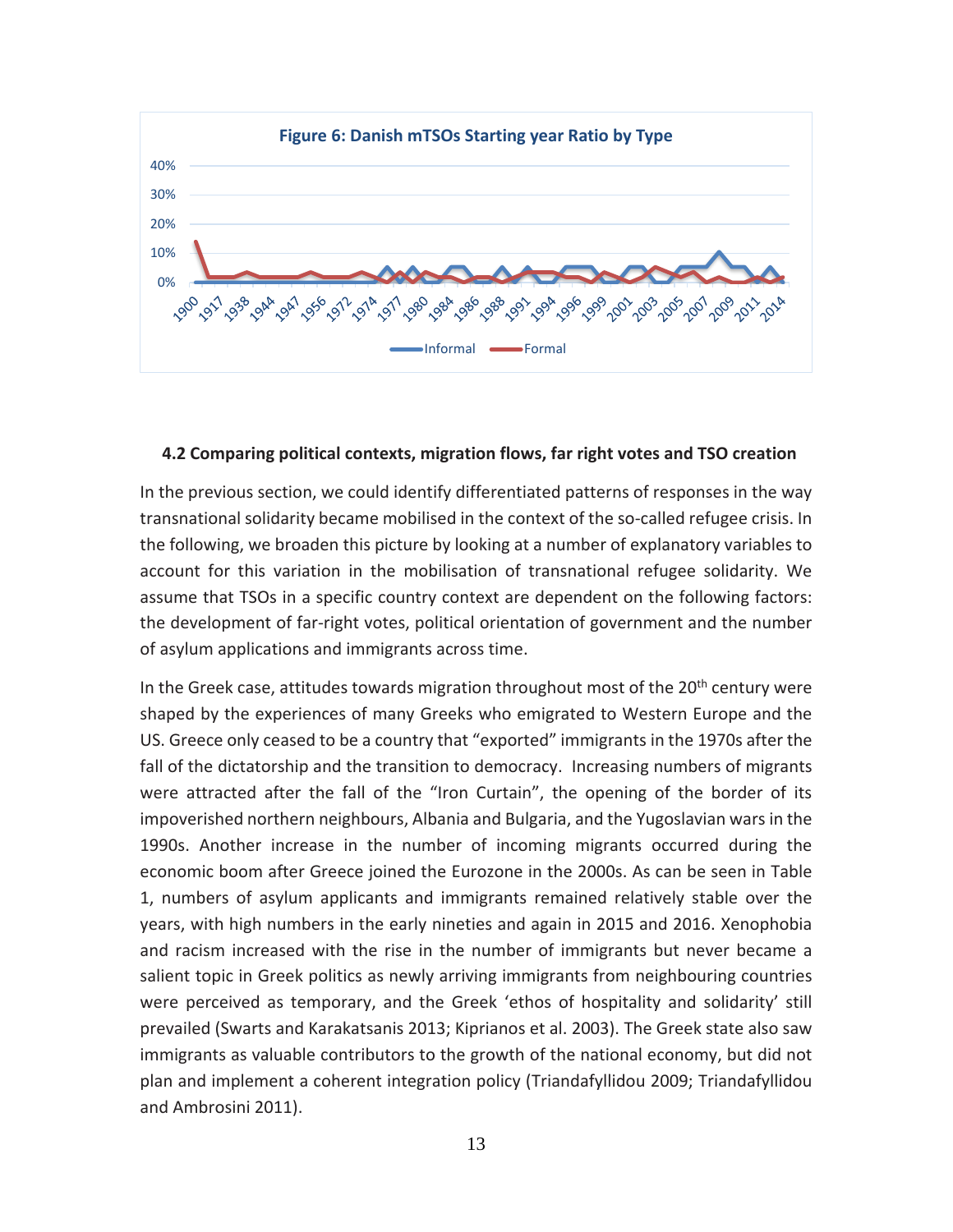Figure 6: Danish mTSOs Starting year Ratio by Type

### 4.2 Comparing political contexts, migration flows, far right votes and TSO creation

In the previous section, we could identify differentiated patterns of responses in the way transnational solidarity became mobilised in the context of the so-called refugee crisis. In the following, we broaden this picture by looking at a number of explanatory variables to account for this variation in the mobilisation of transnational refugee solidarity. We assume that TSOs in a specific country context are dependent on the following factors: the development of far-right votes, political orientation of government and the number of asylum applications and immigrants across time.

In the Greek case, attitudes towards migration throughout most of the 20th century were shaped by the experiences of many Greeks who emigrated to Western Europe and the US. Greece only ceased to be a country that "exported" immigrants in the 1970s after the fall of the dictatorship and the transition to democracy. Increasing numbers of migrants were attracted after the fall of the "Iron Curtain", the opening of the border of its impoverished northern neighbours, Albania and Bulgaria, and the Yugoslavian wars in the 1990s. Another increase in the number of incoming migrants occurred during the economic boom after Greece joined the Eurozone in the 2000s. As can be seen in Table 1, numbers of asylum applicants and immigrants remained relatively stable over the years, with high numbers in the early nineties and again in 2015 and 2016. Xenophobia and racism increased with the rise in the number of immigrants but never became a salient topic in Greek politics as newly arriving immigrants from neighbouring countries were perceived as temporary, and the Greek 'ethos of hospitality and solidarity' still prevailed (Swarts and Karakatsanis 2013; Kiprianos et al. 2003). The Greek state also saw immigrants as valuable contributors to the growth of the national economy, but did not plan and implement a coherent integration policy (Triandafyllidou 2009; Triandafyllidou and Ambrosini 2011).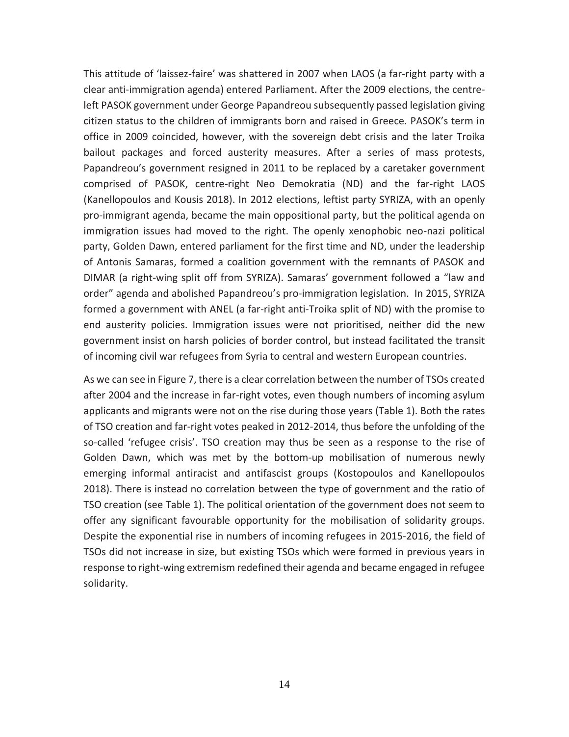This attitude of 'laissez-faire' was shattered in 2007 when LAOS (a far-right party with a clear anti-immigration agenda) entered Parliament. After the 2009 elections, the centre-left PASOK government under George Papandreou subsequently passed legislation giving citizen status to the children of immigrants born and raised in Greece. PASOK's term in office in 2009 coincided, however, with the sovereign debt crisis and the later Troika bailout packages and forced austerity measures. After a series of mass protests, Papandreou's government resigned in 2011 to be replaced by a caretaker government comprised of PASOK, centre-right Neo Demokratia (ND) and the far-right LAOS (Kanellopoulos and Kousis 2018). In 2012 elections, leftist party SYRIZA, with an openly pro-immigrant agenda, became the main oppositional party, but the political agenda on immigration issues had moved to the right. The openly xenophobic neo-nazi political party, Golden Dawn, entered parliament for the first time and ND, under the leadership of Antonis Samaras, formed a coalition government with the remnants of PASOK and DIMAR (a right-wing split off from SYRIZA). Samaras' government followed a "law and order" agenda and abolished Papandreou's pro-immigration legislation. In 2015, SYRIZA formed a government with ANEL (a far-right anti-Troika split of ND) with the promise to end austerity policies. Immigration issues were not prioritised, neither did the new government insist on harsh policies of border control, but instead facilitated the transit of incoming civil war refugees from Syria to central and western European countries.

As we can see in Figure 7, there is a clear correlation between the number of TSOs created after 2004 and the increase in far-right votes, even though numbers of incoming asylum applicants and migrants were not on the rise during those years (Table 1). Both the rates of TSO creation and far-right votes peaked in 2012-2014, thus before the unfolding of the so-called 'refugee crisis'. TSO creation may thus be seen as a response to the rise of Golden Dawn, which was met by the bottom-up mobilisation of numerous newly emerging informal antiracist and antifascist groups (Kostopoulos and Kanellopoulos 2018). There is instead no correlation between the type of government and the ratio of TSO creation (see Table 1). The political orientation of the government does not seem to offer any significant favourable opportunity for the mobilisation of solidarity groups. Despite the exponential rise in numbers of incoming refugees in 2015-2016, the field of TSOs did not increase in size, but existing TSOs which were formed in previous years in response to right-wing extremism redefined their agenda and became engaged in refugee solidarity.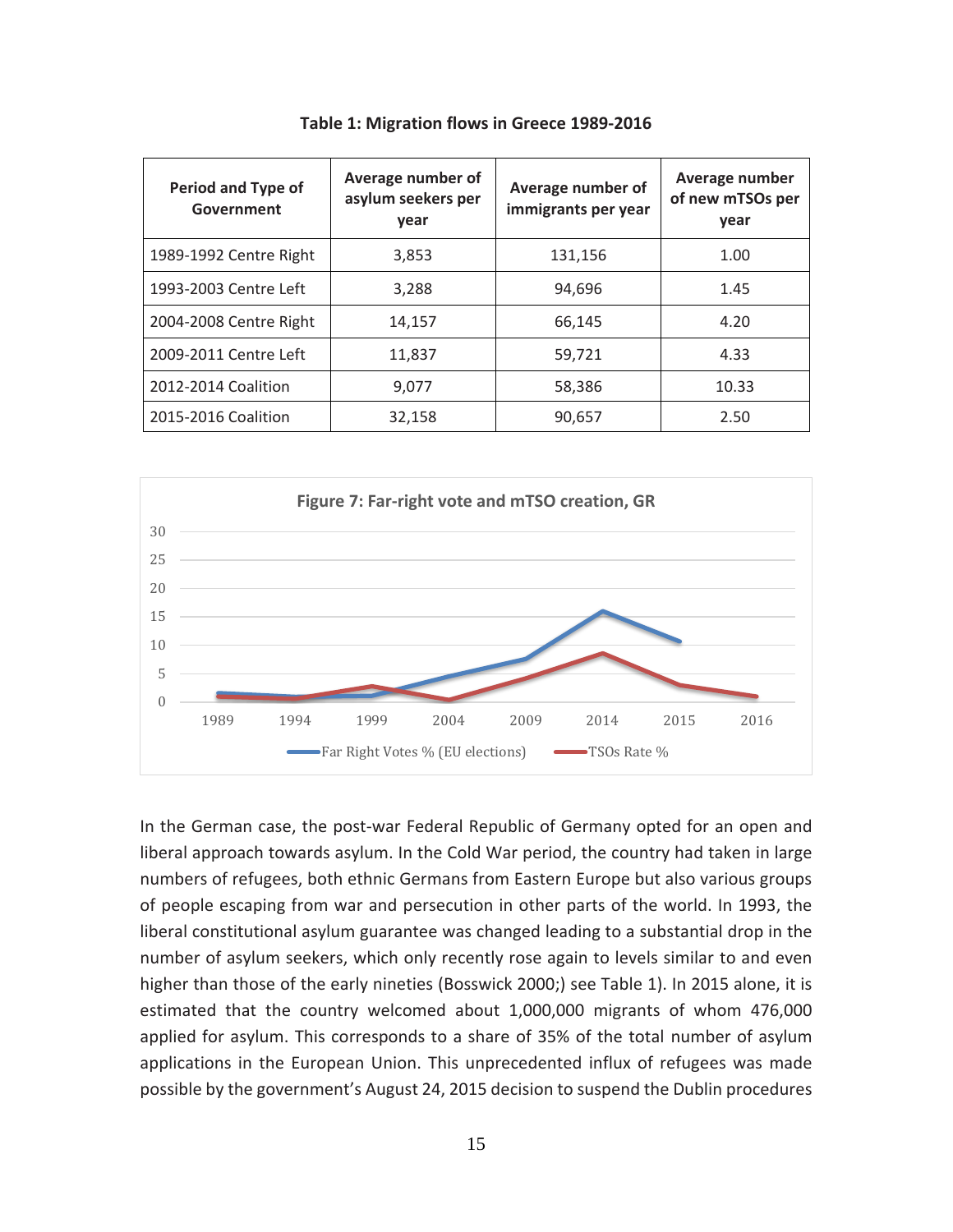**Table 1: Migration flows in Greece 1989-2016**

| Period and Type of Government | Average number of asylum seekers per year | Average number of immigrants per year | Average number of new mTSOs per year |
|---|---|---|---|
| 1989-1992 Centre Right | 3,853 | 131,156 | 1.00 |
| 1993-2003 Centre Left | 3,288 | 94,696 | 1.45 |
| 2004-2008 Centre Right | 14,157 | 66,145 | 4.20 |
| 2009-2011 Centre Left | 11,837 | 59,721 | 4.33 |
| 2012-2014 Coalition | 9,077 | 58,386 | 10.33 |
| 2015-2016 Coalition | 32,158 | 90,657 | 2.50 |

**Figure 7: Far-right vote and mTSO creation, GR**

In the German case, the post-war Federal Republic of Germany opted for an open and liberal approach towards asylum. In the Cold War period, the country had taken in large numbers of refugees, both ethnic Germans from Eastern Europe but also various groups of people escaping from war and persecution in other parts of the world. In 1993, the liberal constitutional asylum guarantee was changed leading to a substantial drop in the number of asylum seekers, which only recently rose again to levels similar to and even higher than those of the early nineties (Bosswick 2000;) see Table 1). In 2015 alone, it is estimated that the country welcomed about 1,000,000 migrants of whom 476,000 applied for asylum. This corresponds to a share of 35% of the total number of asylum applications in the European Union. This unprecedented influx of refugees was made possible by the government's August 24, 2015 decision to suspend the Dublin procedures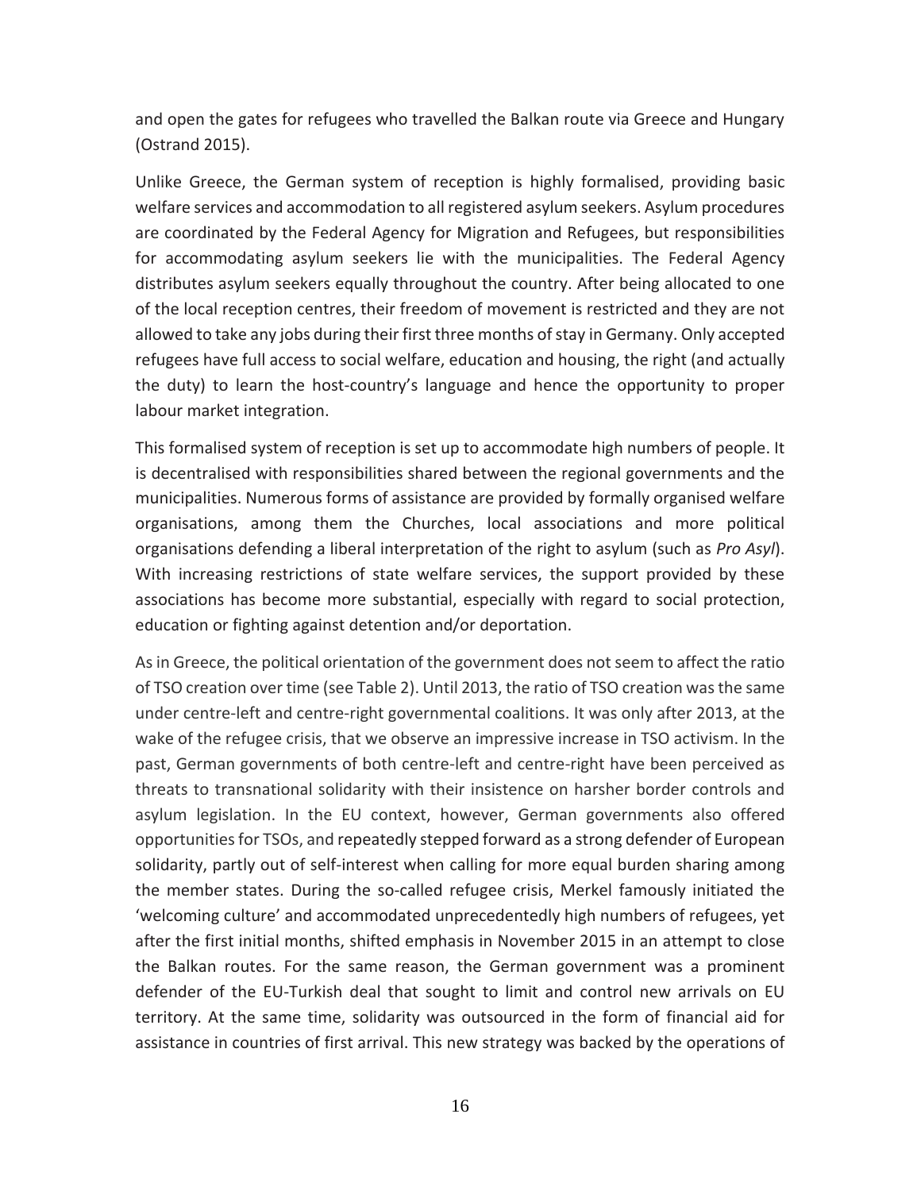and open the gates for refugees who travelled the Balkan route via Greece and Hungary (Ostrand 2015).

Unlike Greece, the German system of reception is highly formalised, providing basic welfare services and accommodation to all registered asylum seekers. Asylum procedures are coordinated by the Federal Agency for Migration and Refugees, but responsibilities for accommodating asylum seekers lie with the municipalities. The Federal Agency distributes asylum seekers equally throughout the country. After being allocated to one of the local reception centres, their freedom of movement is restricted and they are not allowed to take any jobs during their first three months of stay in Germany. Only accepted refugees have full access to social welfare, education and housing, the right (and actually the duty) to learn the host-country's language and hence the opportunity to proper labour market integration.

This formalised system of reception is set up to accommodate high numbers of people. It is decentralised with responsibilities shared between the regional governments and the municipalities. Numerous forms of assistance are provided by formally organised welfare organisations, among them the Churches, local associations and more political organisations defending a liberal interpretation of the right to asylum (such as *Pro Asyl*). With increasing restrictions of state welfare services, the support provided by these associations has become more substantial, especially with regard to social protection, education or fighting against detention and/or deportation.

As in Greece, the political orientation of the government does not seem to affect the ratio of TSO creation over time (see Table 2). Until 2013, the ratio of TSO creation was the same under centre-left and centre-right governmental coalitions. It was only after 2013, at the wake of the refugee crisis, that we observe an impressive increase in TSO activism. In the past, German governments of both centre-left and centre-right have been perceived as threats to transnational solidarity with their insistence on harsher border controls and asylum legislation. In the EU context, however, German governments also offered opportunities for TSOs, and repeatedly stepped forward as a strong defender of European solidarity, partly out of self-interest when calling for more equal burden sharing among the member states. During the so-called refugee crisis, Merkel famously initiated the 'welcoming culture' and accommodated unprecedentedly high numbers of refugees, yet after the first initial months, shifted emphasis in November 2015 in an attempt to close the Balkan routes. For the same reason, the German government was a prominent defender of the EU-Turkish deal that sought to limit and control new arrivals on EU territory. At the same time, solidarity was outsourced in the form of financial aid for assistance in countries of first arrival. This new strategy was backed by the operations of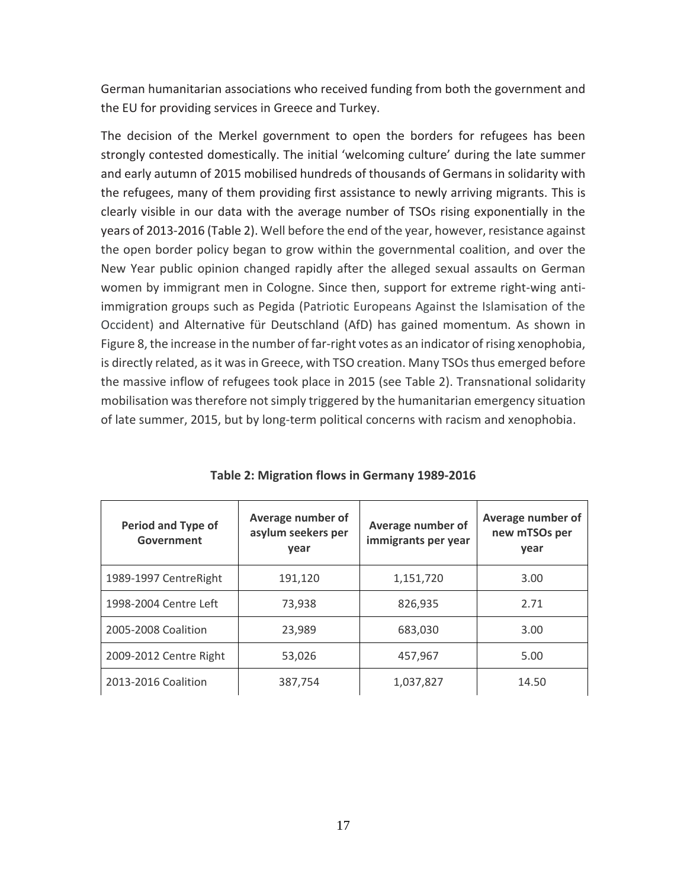German humanitarian associations who received funding from both the government and the EU for providing services in Greece and Turkey.

The decision of the Merkel government to open the borders for refugees has been strongly contested domestically. The initial 'welcoming culture' during the late summer and early autumn of 2015 mobilised hundreds of thousands of Germans in solidarity with the refugees, many of them providing first assistance to newly arriving migrants. This is clearly visible in our data with the average number of TSOs rising exponentially in the years of 2013-2016 (Table 2). Well before the end of the year, however, resistance against the open border policy began to grow within the governmental coalition, and over the New Year public opinion changed rapidly after the alleged sexual assaults on German women by immigrant men in Cologne. Since then, support for extreme right-wing anti-immigration groups such as Pegida (Patriotic Europeans Against the Islamisation of the Occident) and Alternative für Deutschland (AfD) has gained momentum. As shown in Figure 8, the increase in the number of far-right votes as an indicator of rising xenophobia, is directly related, as it was in Greece, with TSO creation. Many TSOs thus emerged before the massive inflow of refugees took place in 2015 (see Table 2). Transnational solidarity mobilisation was therefore not simply triggered by the humanitarian emergency situation of late summer, 2015, but by long-term political concerns with racism and xenophobia.

**Table 2: Migration flows in Germany 1989-2016**

| Period and Type of Government | Average number of asylum seekers per year | Average number of immigrants per year | Average number of new mTSOs per year |
|---|---|---|---|
| 1989-1997 CentreRight | 191,120 | 1,151,720 | 3.00 |
| 1998-2004 Centre Left | 73,938 | 826,935 | 2.71 |
| 2005-2008 Coalition | 23,989 | 683,030 | 3.00 |
| 2009-2012 Centre Right | 53,026 | 457,967 | 5.00 |
| 2013-2016 Coalition | 387,754 | 1,037,827 | 14.50 |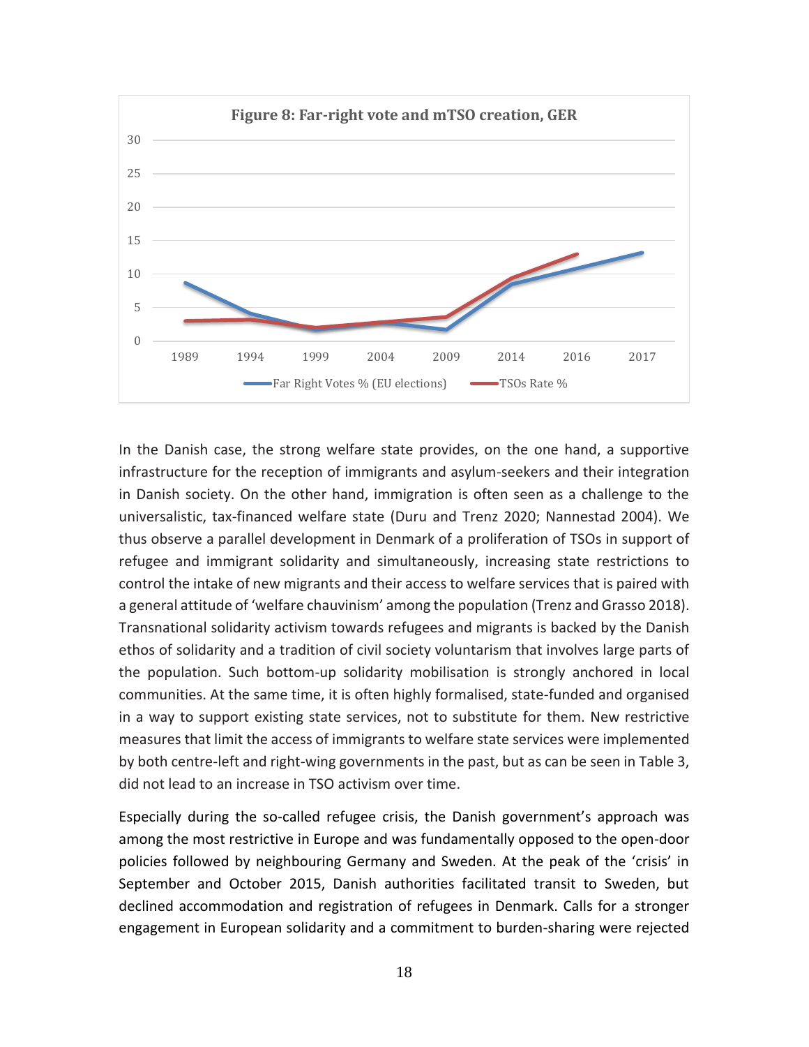**Figure 8: Far-right vote and mTSO creation, GER**

In the Danish case, the strong welfare state provides, on the one hand, a supportive infrastructure for the reception of immigrants and asylum-seekers and their integration in Danish society. On the other hand, immigration is often seen as a challenge to the universalistic, tax-financed welfare state (Duru and Trenz 2020; Nannestad 2004). We thus observe a parallel development in Denmark of a proliferation of TSOs in support of refugee and immigrant solidarity and simultaneously, increasing state restrictions to control the intake of new migrants and their access to welfare services that is paired with a general attitude of 'welfare chauvinism' among the population (Trenz and Grasso 2018). Transnational solidarity activism towards refugees and migrants is backed by the Danish ethos of solidarity and a tradition of civil society voluntarism that involves large parts of the population. Such bottom-up solidarity mobilisation is strongly anchored in local communities. At the same time, it is often highly formalised, state-funded and organised in a way to support existing state services, not to substitute for them. New restrictive measures that limit the access of immigrants to welfare state services were implemented by both centre-left and right-wing governments in the past, but as can be seen in Table 3, did not lead to an increase in TSO activism over time.

Especially during the so-called refugee crisis, the Danish government's approach was among the most restrictive in Europe and was fundamentally opposed to the open-door policies followed by neighbouring Germany and Sweden. At the peak of the 'crisis' in September and October 2015, Danish authorities facilitated transit to Sweden, but declined accommodation and registration of refugees in Denmark. Calls for a stronger engagement in European solidarity and a commitment to burden-sharing were rejected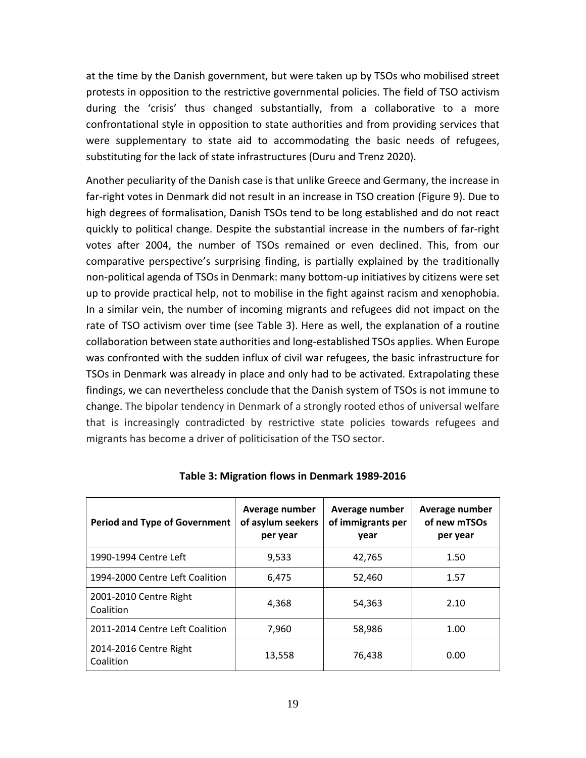at the time by the Danish government, but were taken up by TSOs who mobilised street protests in opposition to the restrictive governmental policies. The field of TSO activism during the 'crisis' thus changed substantially, from a collaborative to a more confrontational style in opposition to state authorities and from providing services that were supplementary to state aid to accommodating the basic needs of refugees, substituting for the lack of state infrastructures (Duru and Trenz 2020).

Another peculiarity of the Danish case is that unlike Greece and Germany, the increase in far-right votes in Denmark did not result in an increase in TSO creation (Figure 9). Due to high degrees of formalisation, Danish TSOs tend to be long established and do not react quickly to political change. Despite the substantial increase in the numbers of far-right votes after 2004, the number of TSOs remained or even declined. This, from our comparative perspective's surprising finding, is partially explained by the traditionally non-political agenda of TSOs in Denmark: many bottom-up initiatives by citizens were set up to provide practical help, not to mobilise in the fight against racism and xenophobia. In a similar vein, the number of incoming migrants and refugees did not impact on the rate of TSO activism over time (see Table 3). Here as well, the explanation of a routine collaboration between state authorities and long-established TSOs applies. When Europe was confronted with the sudden influx of civil war refugees, the basic infrastructure for TSOs in Denmark was already in place and only had to be activated. Extrapolating these findings, we can nevertheless conclude that the Danish system of TSOs is not immune to change. The bipolar tendency in Denmark of a strongly rooted ethos of universal welfare that is increasingly contradicted by restrictive state policies towards refugees and migrants has become a driver of politicisation of the TSO sector.

**Table 3: Migration flows in Denmark 1989-2016**

| Period and Type of Government | Average number of asylum seekers per year | Average number of immigrants per year | Average number of new mTSOs per year |
|---|---|---|---|
| 1990-1994 Centre Left | 9,533 | 42,765 | 1.50 |
| 1994-2000 Centre Left Coalition | 6,475 | 52,460 | 1.57 |
| 2001-2010 Centre Right Coalition | 4,368 | 54,363 | 2.10 |
| 2011-2014 Centre Left Coalition | 7,960 | 58,986 | 1.00 |
| 2014-2016 Centre Right Coalition | 13,558 | 76,438 | 0.00 |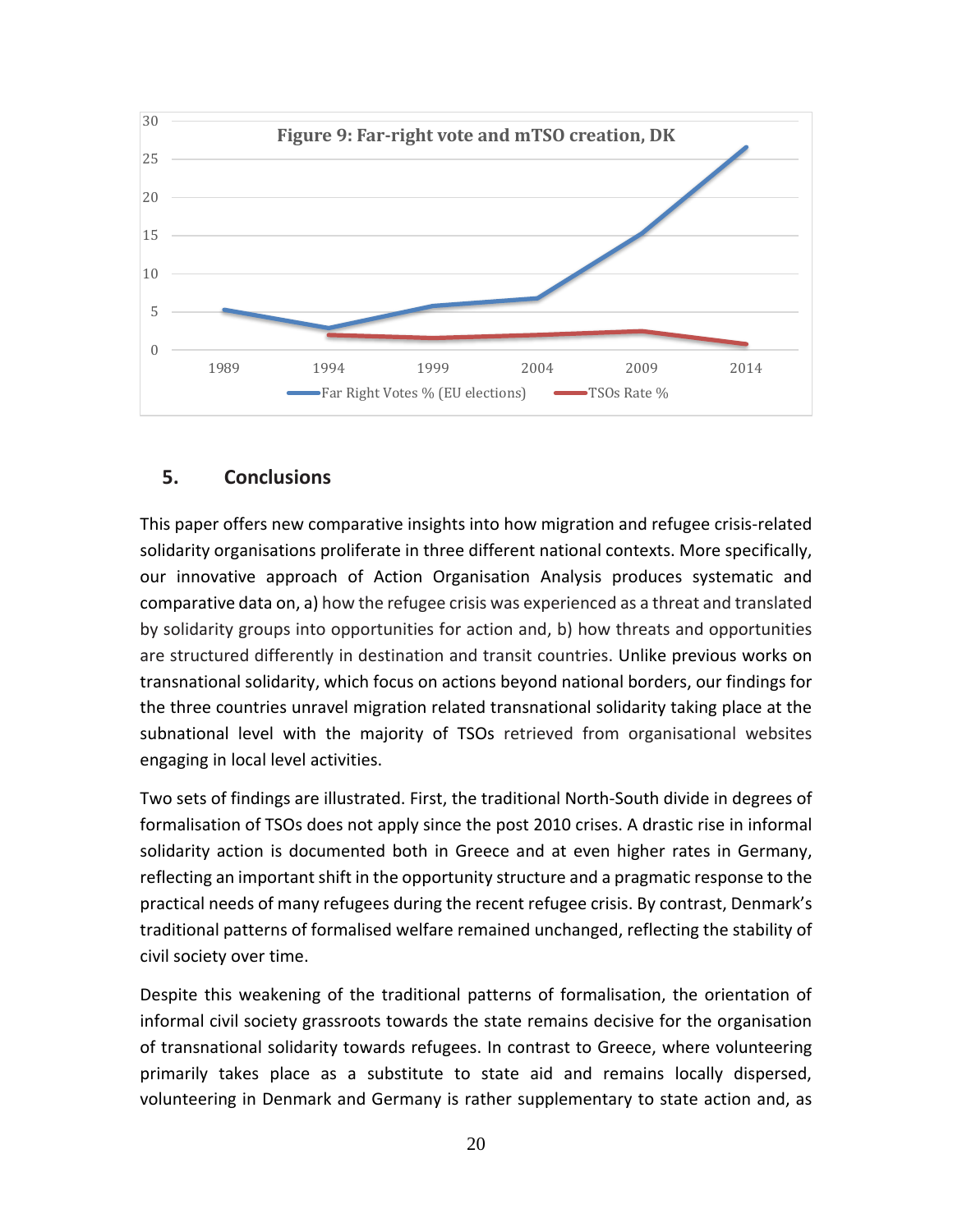**Figure 9: Far-right vote and mTSO creation, DK**

## 5. Conclusions

This paper offers new comparative insights into how migration and refugee crisis-related solidarity organisations proliferate in three different national contexts. More specifically, our innovative approach of Action Organisation Analysis produces systematic and comparative data on, a) how the refugee crisis was experienced as a threat and translated by solidarity groups into opportunities for action and, b) how threats and opportunities are structured differently in destination and transit countries. Unlike previous works on transnational solidarity, which focus on actions beyond national borders, our findings for the three countries unravel migration related transnational solidarity taking place at the subnational level with the majority of TSOs retrieved from organisational websites engaging in local level activities.

Two sets of findings are illustrated. First, the traditional North-South divide in degrees of formalisation of TSOs does not apply since the post 2010 crises. A drastic rise in informal solidarity action is documented both in Greece and at even higher rates in Germany, reflecting an important shift in the opportunity structure and a pragmatic response to the practical needs of many refugees during the recent refugee crisis. By contrast, Denmark's traditional patterns of formalised welfare remained unchanged, reflecting the stability of civil society over time.

Despite this weakening of the traditional patterns of formalisation, the orientation of informal civil society grassroots towards the state remains decisive for the organisation of transnational solidarity towards refugees. In contrast to Greece, where volunteering primarily takes place as a substitute to state aid and remains locally dispersed, volunteering in Denmark and Germany is rather supplementary to state action and, as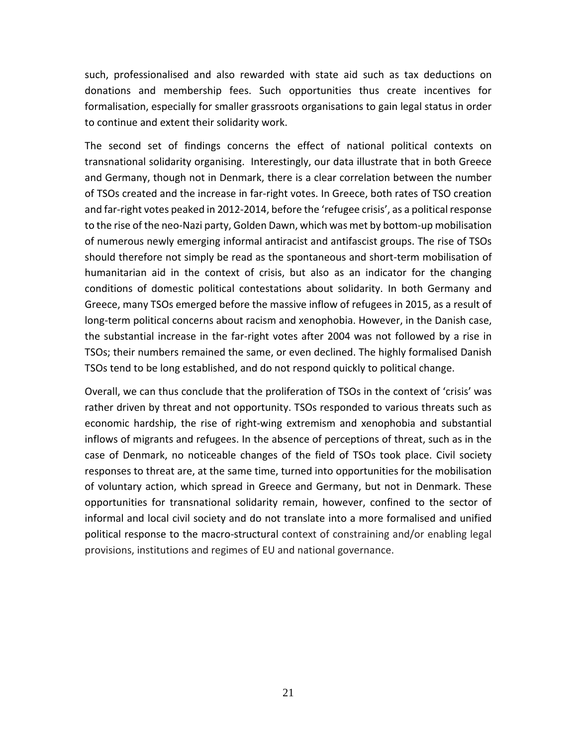such, professionalised and also rewarded with state aid such as tax deductions on donations and membership fees. Such opportunities thus create incentives for formalisation, especially for smaller grassroots organisations to gain legal status in order to continue and extent their solidarity work.

The second set of findings concerns the effect of national political contexts on transnational solidarity organising. Interestingly, our data illustrate that in both Greece and Germany, though not in Denmark, there is a clear correlation between the number of TSOs created and the increase in far-right votes. In Greece, both rates of TSO creation and far-right votes peaked in 2012-2014, before the 'refugee crisis', as a political response to the rise of the neo-Nazi party, Golden Dawn, which was met by bottom-up mobilisation of numerous newly emerging informal antiracist and antifascist groups. The rise of TSOs should therefore not simply be read as the spontaneous and short-term mobilisation of humanitarian aid in the context of crisis, but also as an indicator for the changing conditions of domestic political contestations about solidarity. In both Germany and Greece, many TSOs emerged before the massive inflow of refugees in 2015, as a result of long-term political concerns about racism and xenophobia. However, in the Danish case, the substantial increase in the far-right votes after 2004 was not followed by a rise in TSOs; their numbers remained the same, or even declined. The highly formalised Danish TSOs tend to be long established, and do not respond quickly to political change.

Overall, we can thus conclude that the proliferation of TSOs in the context of 'crisis' was rather driven by threat and not opportunity. TSOs responded to various threats such as economic hardship, the rise of right-wing extremism and xenophobia and substantial inflows of migrants and refugees. In the absence of perceptions of threat, such as in the case of Denmark, no noticeable changes of the field of TSOs took place. Civil society responses to threat are, at the same time, turned into opportunities for the mobilisation of voluntary action, which spread in Greece and Germany, but not in Denmark. These opportunities for transnational solidarity remain, however, confined to the sector of informal and local civil society and do not translate into a more formalised and unified political response to the macro-structural context of constraining and/or enabling legal provisions, institutions and regimes of EU and national governance.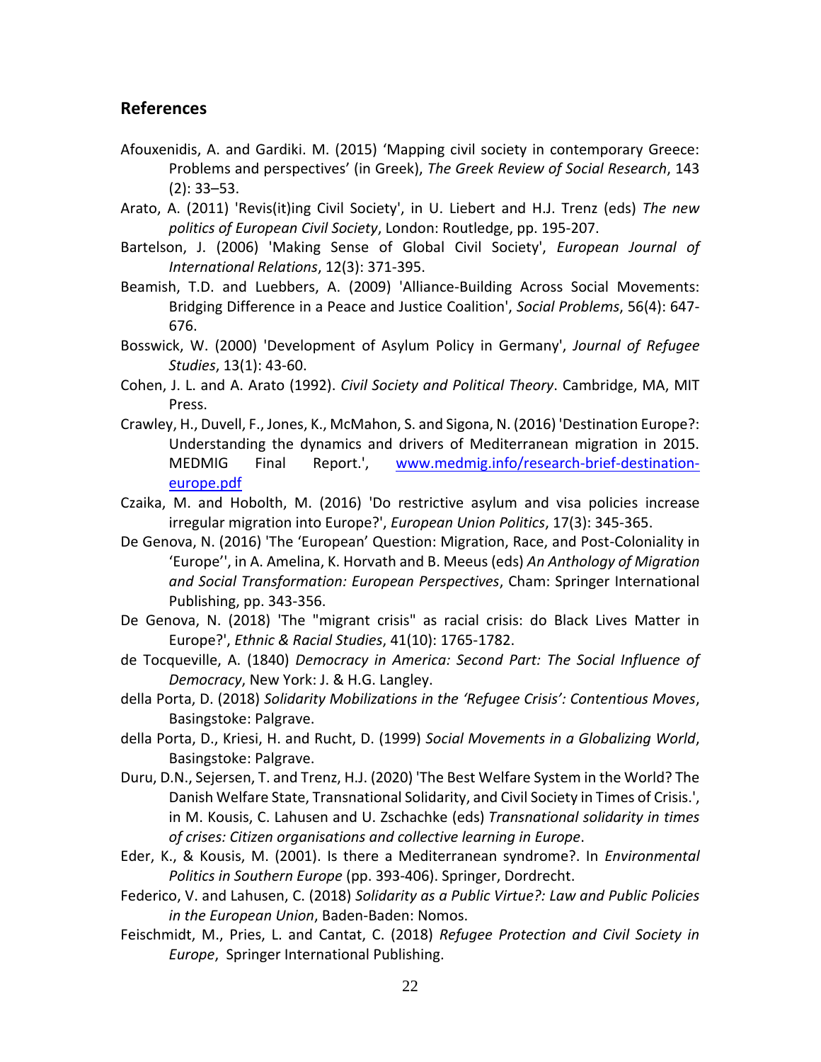## References

Afouxenidis, A. and Gardiki. M. (2015) 'Mapping civil society in contemporary Greece: Problems and perspectives' (in Greek), *The Greek Review of Social Research*, 143 (2): 33–53.

Arato, A. (2011) 'Revis(it)ing Civil Society', in U. Liebert and H.J. Trenz (eds) *The new politics of European Civil Society*, London: Routledge, pp. 195-207.

Bartelson, J. (2006) 'Making Sense of Global Civil Society', *European Journal of International Relations*, 12(3): 371-395.

Beamish, T.D. and Luebbers, A. (2009) 'Alliance-Building Across Social Movements: Bridging Difference in a Peace and Justice Coalition', *Social Problems*, 56(4): 647-676.

Bosswick, W. (2000) 'Development of Asylum Policy in Germany', *Journal of Refugee Studies*, 13(1): 43-60.

Cohen, J. L. and A. Arato (1992). *Civil Society and Political Theory*. Cambridge, MA, MIT Press.

Crawley, H., Duvell, F., Jones, K., McMahon, S. and Sigona, N. (2016) 'Destination Europe?: Understanding the dynamics and drivers of Mediterranean migration in 2015. MEDMIG Final Report.', [www.medmig.info/research-brief-destination-europe.pdf](www.medmig.info/research-brief-destination-europe.pdf)

Czaika, M. and Hobolth, M. (2016) 'Do restrictive asylum and visa policies increase irregular migration into Europe?', *European Union Politics*, 17(3): 345-365.

De Genova, N. (2016) 'The 'European' Question: Migration, Race, and Post-Coloniality in 'Europe'', in A. Amelina, K. Horvath and B. Meeus (eds) *An Anthology of Migration and Social Transformation: European Perspectives*, Cham: Springer International Publishing, pp. 343-356.

De Genova, N. (2018) 'The "migrant crisis" as racial crisis: do Black Lives Matter in Europe?', *Ethnic & Racial Studies*, 41(10): 1765-1782.

de Tocqueville, A. (1840) *Democracy in America: Second Part: The Social Influence of Democracy*, New York: J. & H.G. Langley.

della Porta, D. (2018) *Solidarity Mobilizations in the 'Refugee Crisis': Contentious Moves*, Basingstoke: Palgrave.

della Porta, D., Kriesi, H. and Rucht, D. (1999) *Social Movements in a Globalizing World*, Basingstoke: Palgrave.

Duru, D.N., Sejersen, T. and Trenz, H.J. (2020) 'The Best Welfare System in the World? The Danish Welfare State, Transnational Solidarity, and Civil Society in Times of Crisis.', in M. Kousis, C. Lahusen and U. Zschachke (eds) *Transnational solidarity in times of crises: Citizen organisations and collective learning in Europe*.

Eder, K., & Kousis, M. (2001). Is there a Mediterranean syndrome?. In *Environmental Politics in Southern Europe* (pp. 393-406). Springer, Dordrecht.

Federico, V. and Lahusen, C. (2018) *Solidarity as a Public Virtue?: Law and Public Policies in the European Union*, Baden-Baden: Nomos.

Feischmidt, M., Pries, L. and Cantat, C. (2018) *Refugee Protection and Civil Society in Europe*, Springer International Publishing.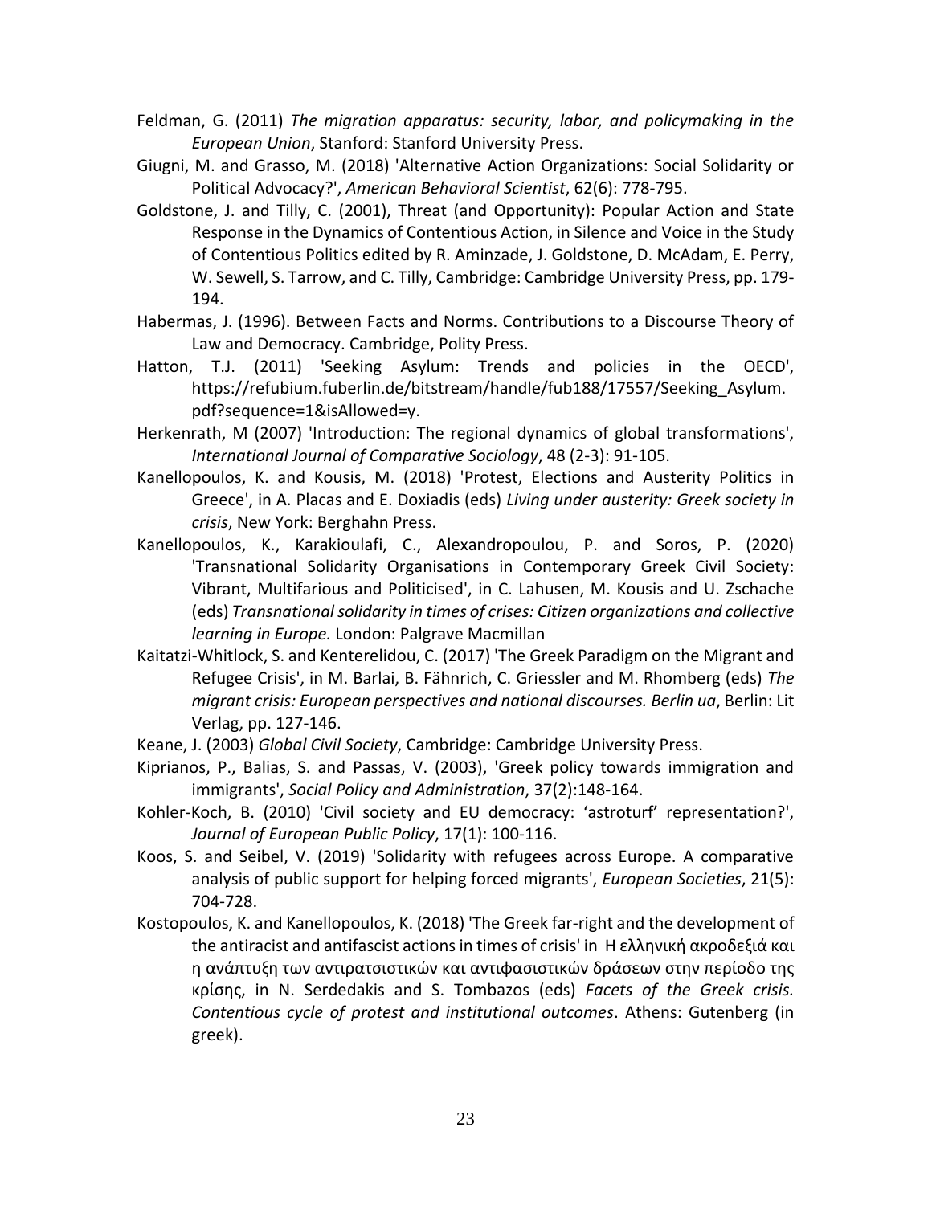Feldman, G. (2011) *The migration apparatus: security, labor, and policymaking in the European Union*, Stanford: Stanford University Press.

Giugni, M. and Grasso, M. (2018) 'Alternative Action Organizations: Social Solidarity or Political Advocacy?', *American Behavioral Scientist*, 62(6): 778-795.

Goldstone, J. and Tilly, C. (2001), Threat (and Opportunity): Popular Action and State Response in the Dynamics of Contentious Action, in Silence and Voice in the Study of Contentious Politics edited by R. Aminzade, J. Goldstone, D. McAdam, E. Perry, W. Sewell, S. Tarrow, and C. Tilly, Cambridge: Cambridge University Press, pp. 179-194.

Habermas, J. (1996). Between Facts and Norms. Contributions to a Discourse Theory of Law and Democracy. Cambridge, Polity Press.

Hatton, T.J. (2011) 'Seeking Asylum: Trends and policies in the OECD', https://refubium.fuberlin.de/bitstream/handle/fub188/17557/Seeking_Asylum.pdf?sequence=1&isAllowed=y.

Herkenrath, M (2007) 'Introduction: The regional dynamics of global transformations', *International Journal of Comparative Sociology*, 48 (2-3): 91-105.

Kanellopoulos, K. and Kousis, M. (2018) 'Protest, Elections and Austerity Politics in Greece', in A. Placas and E. Doxiadis (eds) *Living under austerity: Greek society in crisis*, New York: Berghahn Press.

Kanellopoulos, K., Karakioulafi, C., Alexandropoulou, P. and Soros, P. (2020) 'Transnational Solidarity Organisations in Contemporary Greek Civil Society: Vibrant, Multifarious and Politicised', in C. Lahusen, M. Kousis and U. Zschache (eds) *Transnational solidarity in times of crises: Citizen organizations and collective learning in Europe.* London: Palgrave Macmillan

Kaitatzi-Whitlock, S. and Kenterelidou, C. (2017) 'The Greek Paradigm on the Migrant and Refugee Crisis', in M. Barlai, B. Fähnrich, C. Griessler and M. Rhomberg (eds) *The migrant crisis: European perspectives and national discourses. Berlin ua*, Berlin: Lit Verlag, pp. 127-146.

Keane, J. (2003) *Global Civil Society*, Cambridge: Cambridge University Press.

Kiprianos, P., Balias, S. and Passas, V. (2003), 'Greek policy towards immigration and immigrants', *Social Policy and Administration*, 37(2):148-164.

Kohler-Koch, B. (2010) 'Civil society and EU democracy: 'astroturf' representation?', *Journal of European Public Policy*, 17(1): 100-116.

Koos, S. and Seibel, V. (2019) 'Solidarity with refugees across Europe. A comparative analysis of public support for helping forced migrants', *European Societies*, 21(5): 704-728.

Kostopoulos, K. and Kanellopoulos, K. (2018) 'The Greek far-right and the development of the antiracist and antifascist actions in times of crisis' in Η ελληνική ακροδεξιά και η ανάπτυξη των αντιρατσιστικών και αντιφασιστικών δράσεων στην περίοδο της κρίσης, in N. Serdedakis and S. Tombazos (eds) *Facets of the Greek crisis. Contentious cycle of protest and institutional outcomes*. Athens: Gutenberg (in greek).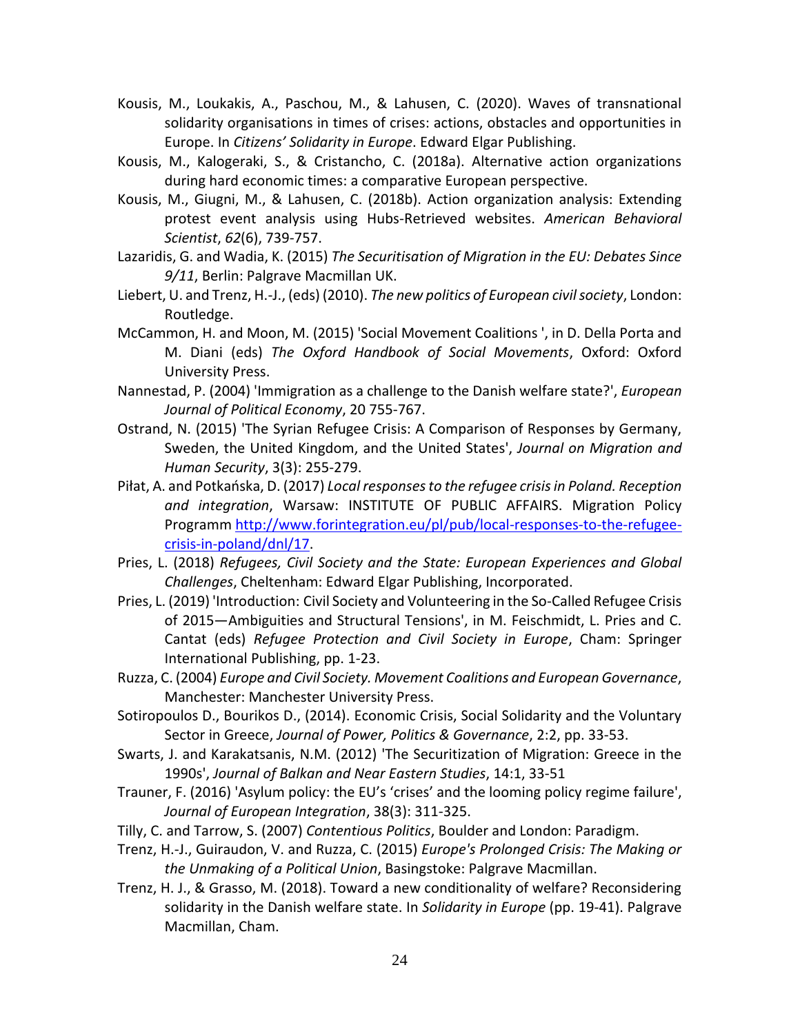Kousis, M., Loukakis, A., Paschou, M., & Lahusen, C. (2020). Waves of transnational solidarity organisations in times of crises: actions, obstacles and opportunities in Europe. In *Citizens' Solidarity in Europe*. Edward Elgar Publishing.

Kousis, M., Kalogeraki, S., & Cristancho, C. (2018a). Alternative action organizations during hard economic times: a comparative European perspective.

Kousis, M., Giugni, M., & Lahusen, C. (2018b). Action organization analysis: Extending protest event analysis using Hubs-Retrieved websites. *American Behavioral Scientist*, *62*(6), 739-757.

Lazaridis, G. and Wadia, K. (2015) *The Securitisation of Migration in the EU: Debates Since 9/11*, Berlin: Palgrave Macmillan UK.

Liebert, U. and Trenz, H.-J., (eds) (2010). *The new politics of European civil society*, London: Routledge.

McCammon, H. and Moon, M. (2015) 'Social Movement Coalitions ', in D. Della Porta and M. Diani (eds) *The Oxford Handbook of Social Movements*, Oxford: Oxford University Press.

Nannestad, P. (2004) 'Immigration as a challenge to the Danish welfare state?', *European Journal of Political Economy*, 20 755-767.

Ostrand, N. (2015) 'The Syrian Refugee Crisis: A Comparison of Responses by Germany, Sweden, the United Kingdom, and the United States', *Journal on Migration and Human Security*, 3(3): 255-279.

Piłat, A. and Potkańska, D. (2017) *Local responses to the refugee crisis in Poland. Reception and integration*, Warsaw: INSTITUTE OF PUBLIC AFFAIRS. Migration Policy Programm [http://www.forintegration.eu/pl/pub/local-responses-to-the-refugee-crisis-in-poland/dnl/17](http://www.forintegration.eu/pl/pub/local-responses-to-the-refugee-crisis-in-poland/dnl/17).

Pries, L. (2018) *Refugees, Civil Society and the State: European Experiences and Global Challenges*, Cheltenham: Edward Elgar Publishing, Incorporated.

Pries, L. (2019) 'Introduction: Civil Society and Volunteering in the So-Called Refugee Crisis of 2015—Ambiguities and Structural Tensions', in M. Feischmidt, L. Pries and C. Cantat (eds) *Refugee Protection and Civil Society in Europe*, Cham: Springer International Publishing, pp. 1-23.

Ruzza, C. (2004) *Europe and Civil Society. Movement Coalitions and European Governance*, Manchester: Manchester University Press.

Sotiropoulos D., Bourikos D., (2014). Economic Crisis, Social Solidarity and the Voluntary Sector in Greece, *Journal of Power, Politics & Governance*, 2:2, pp. 33-53.

Swarts, J. and Karakatsanis, N.M. (2012) 'The Securitization of Migration: Greece in the 1990s', *Journal of Balkan and Near Eastern Studies*, 14:1, 33-51

Trauner, F. (2016) 'Asylum policy: the EU's 'crises' and the looming policy regime failure', *Journal of European Integration*, 38(3): 311-325.

Tilly, C. and Tarrow, S. (2007) *Contentious Politics*, Boulder and London: Paradigm.

Trenz, H.-J., Guiraudon, V. and Ruzza, C. (2015) *Europe's Prolonged Crisis: The Making or the Unmaking of a Political Union*, Basingstoke: Palgrave Macmillan.

Trenz, H. J., & Grasso, M. (2018). Toward a new conditionality of welfare? Reconsidering solidarity in the Danish welfare state. In *Solidarity in Europe* (pp. 19-41). Palgrave Macmillan, Cham.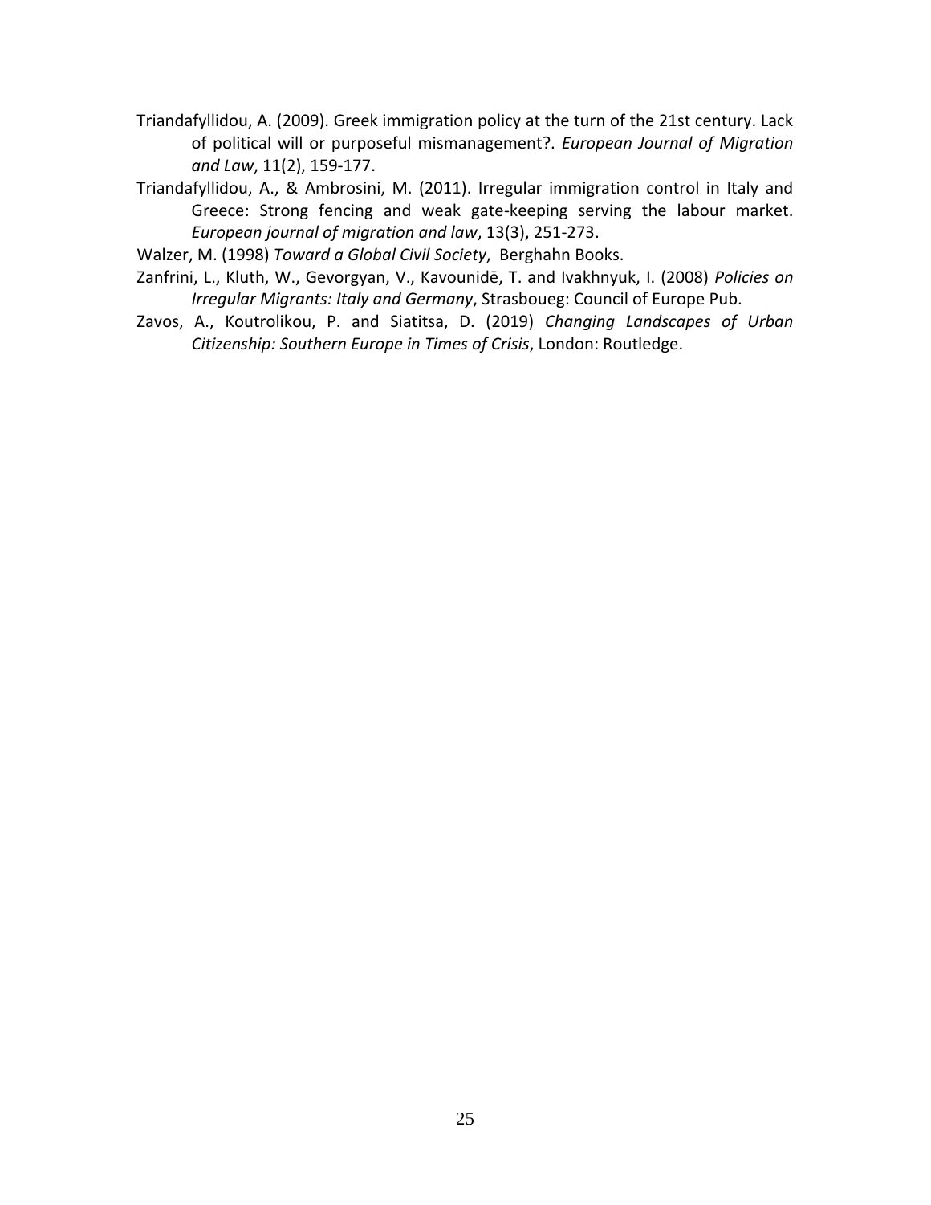Triandafyllidou, A. (2009). Greek immigration policy at the turn of the 21st century. Lack of political will or purposeful mismanagement?. *European Journal of Migration and Law*, 11(2), 159-177.

Triandafyllidou, A., & Ambrosini, M. (2011). Irregular immigration control in Italy and Greece: Strong fencing and weak gate-keeping serving the labour market. *European journal of migration and law*, 13(3), 251-273.

Walzer, M. (1998) *Toward a Global Civil Society*, Berghahn Books.

Zanfrini, L., Kluth, W., Gevorgyan, V., Kavounidē, T. and Ivakhnyuk, I. (2008) *Policies on Irregular Migrants: Italy and Germany*, Strasboueg: Council of Europe Pub.

Zavos, A., Koutrolikou, P. and Siatitsa, D. (2019) *Changing Landscapes of Urban Citizenship: Southern Europe in Times of Crisis*, London: Routledge.